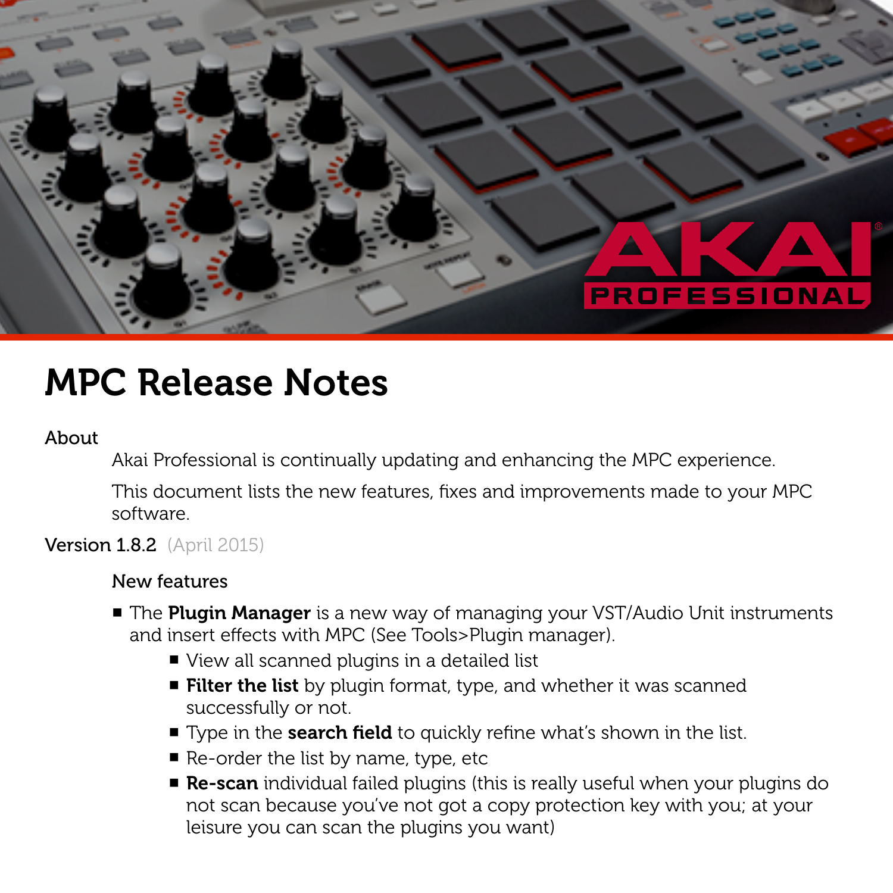# MPC Release Notes

## About

Akai Professional is continually updating and enhancing the MPC experience.

This document lists the new features, fixes and improvements made to your MPC software.

## Version 1.8.2 (April 2015)

### New features

- The **Plugin Manager** is a new way of managing your VST/Audio Unit instruments and insert effects with MPC (See Tools>Plugin manager).
  - View all scanned plugins in a detailed list
  - **Filter the list** by plugin format, type, and whether it was scanned successfully or not.
  - Type in the **search field** to quickly refine what's shown in the list.
  - Re-order the list by name, type, etc
  - **Re-scan** individual failed plugins (this is really useful when your plugins do not scan because you've not got a copy protection key with you; at your leisure you can scan the plugins you want)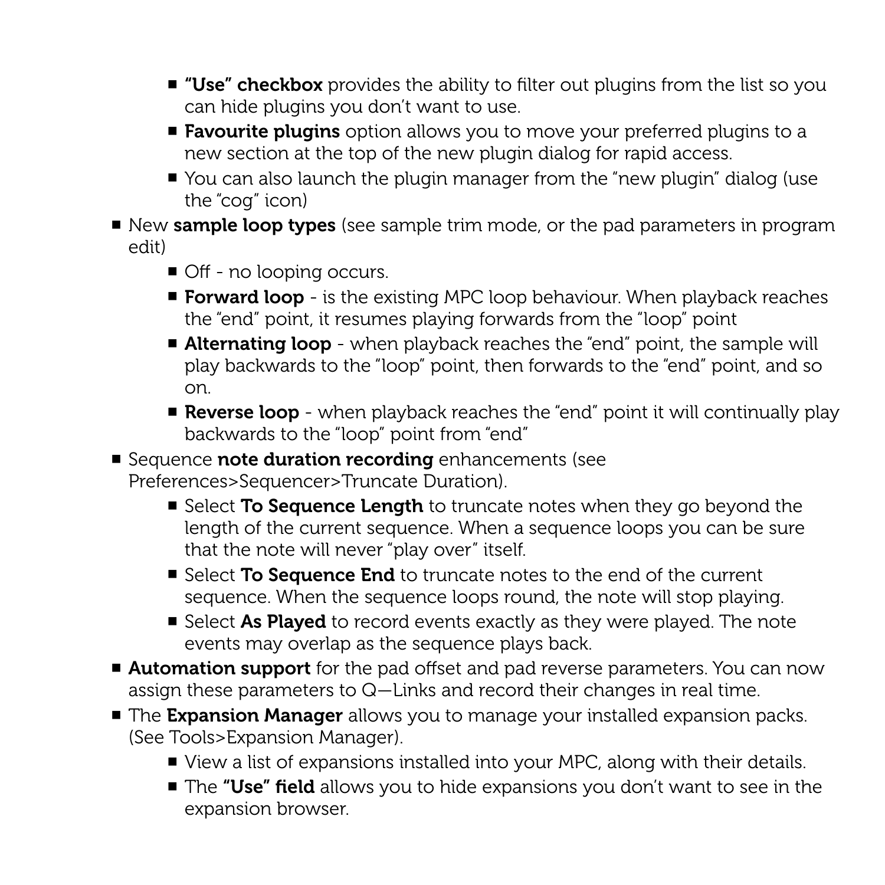- **"Use" checkbox** provides the ability to filter out plugins from the list so you can hide plugins you don't want to use.
    - **Favourite plugins** option allows you to move your preferred plugins to a new section at the top of the new plugin dialog for rapid access.
    - You can also launch the plugin manager from the "new plugin" dialog (use the "cog" icon)
- New **sample loop types** (see sample trim mode, or the pad parameters in program edit)
    - Off - no looping occurs.
    - **Forward loop** - is the existing MPC loop behaviour. When playback reaches the "end" point, it resumes playing forwards from the "loop" point
    - **Alternating loop** - when playback reaches the "end" point, the sample will play backwards to the "loop" point, then forwards to the "end" point, and so on.
    - **Reverse loop** - when playback reaches the "end" point it will continually play backwards to the "loop" point from "end"
- Sequence **note duration recording** enhancements (see Preferences>Sequencer>Truncate Duration).
    - Select **To Sequence Length** to truncate notes when they go beyond the length of the current sequence. When a sequence loops you can be sure that the note will never "play over" itself.
    - Select **To Sequence End** to truncate notes to the end of the current sequence. When the sequence loops round, the note will stop playing.
    - Select **As Played** to record events exactly as they were played. The note events may overlap as the sequence plays back.
- **Automation support** for the pad offset and pad reverse parameters. You can now assign these parameters to Q—Links and record their changes in real time.
- The **Expansion Manager** allows you to manage your installed expansion packs. (See Tools>Expansion Manager).
    - View a list of expansions installed into your MPC, along with their details.
    - The **"Use" field** allows you to hide expansions you don't want to see in the expansion browser.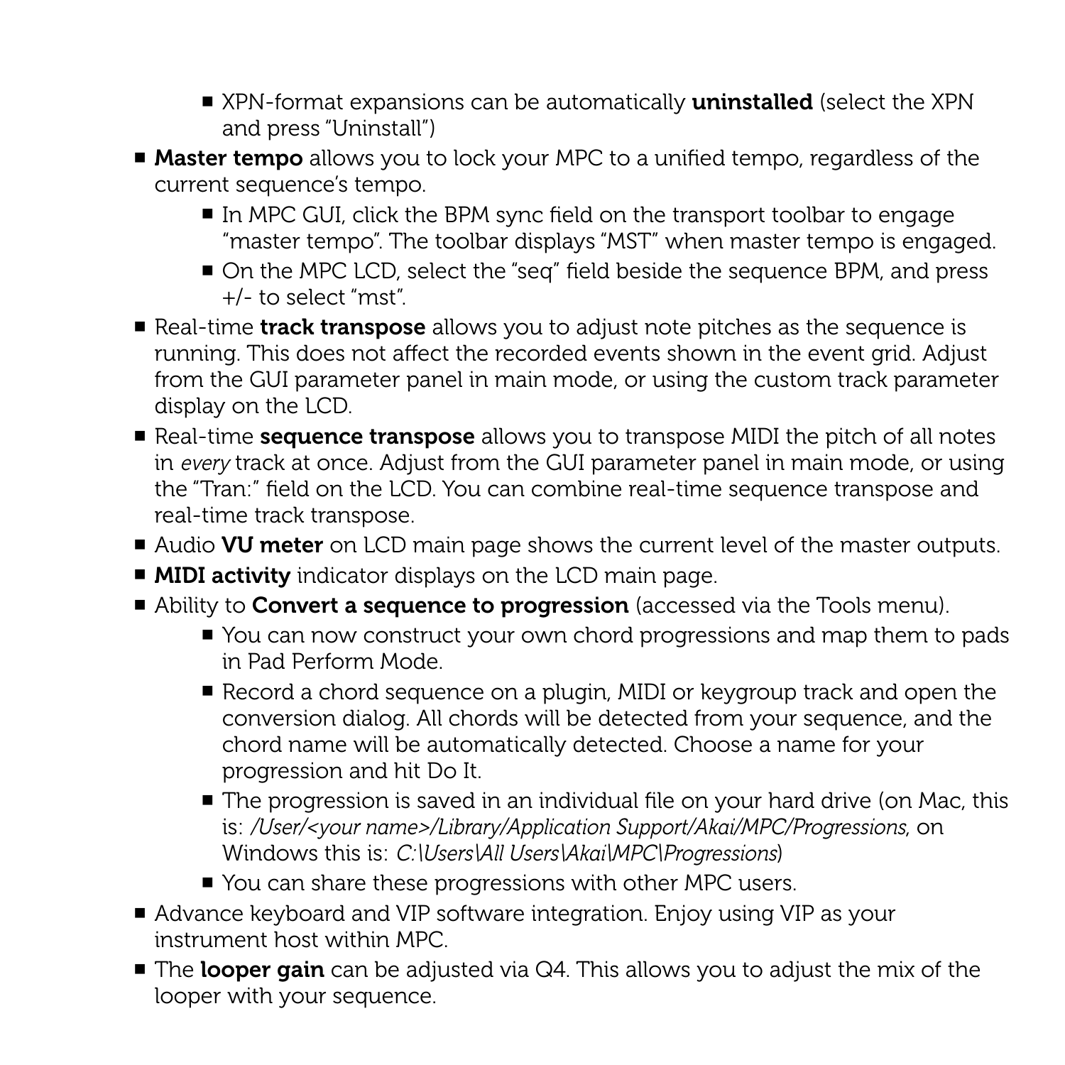- XPN-format expansions can be automatically **uninstalled** (select the XPN and press "Uninstall")
- **Master tempo** allows you to lock your MPC to a unified tempo, regardless of the current sequence's tempo.
    - In MPC GUI, click the BPM sync field on the transport toolbar to engage "master tempo". The toolbar displays "MST" when master tempo is engaged.
    - On the MPC LCD, select the "seq" field beside the sequence BPM, and press +/- to select "mst".
- Real-time **track transpose** allows you to adjust note pitches as the sequence is running. This does not affect the recorded events shown in the event grid. Adjust from the GUI parameter panel in main mode, or using the custom track parameter display on the LCD.
- Real-time **sequence transpose** allows you to transpose MIDI the pitch of all notes in *every* track at once. Adjust from the GUI parameter panel in main mode, or using the "Tran:" field on the LCD. You can combine real-time sequence transpose and real-time track transpose.
- Audio **VU meter** on LCD main page shows the current level of the master outputs.
- **MIDI activity** indicator displays on the LCD main page.
- Ability to **Convert a sequence to progression** (accessed via the Tools menu).
    - You can now construct your own chord progressions and map them to pads in Pad Perform Mode.
    - Record a chord sequence on a plugin, MIDI or keygroup track and open the conversion dialog. All chords will be detected from your sequence, and the chord name will be automatically detected. Choose a name for your progression and hit Do It.
    - The progression is saved in an individual file on your hard drive (on Mac, this is: */User/<your name>/Library/Application Support/Akai/MPC/Progressions*, on Windows this is: *C:\Users\All Users\Akai\MPC\Progressions*)
    - You can share these progressions with other MPC users.
- Advance keyboard and VIP software integration. Enjoy using VIP as your instrument host within MPC.
- The **looper gain** can be adjusted via Q4. This allows you to adjust the mix of the looper with your sequence.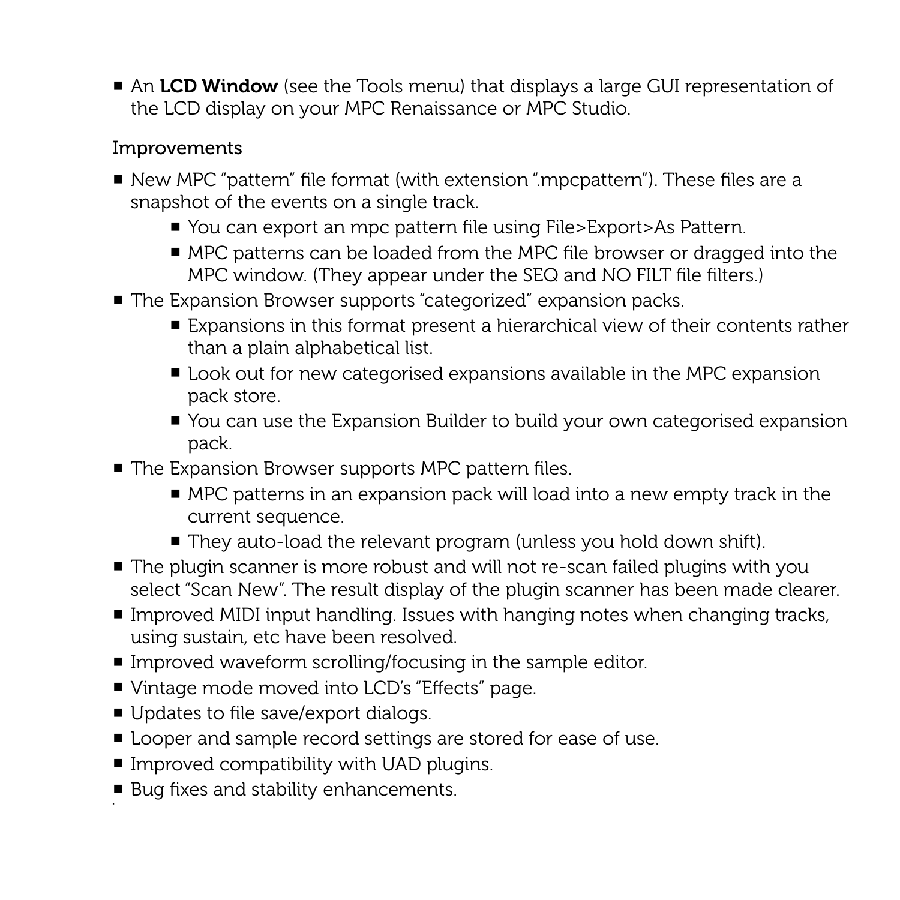- An **LCD Window** (see the Tools menu) that displays a large GUI representation of the LCD display on your MPC Renaissance or MPC Studio.

## Improvements

- New MPC "pattern" file format (with extension ".mpcpattern"). These files are a snapshot of the events on a single track.
  - You can export an mpc pattern file using File>Export>As Pattern.
  - MPC patterns can be loaded from the MPC file browser or dragged into the MPC window. (They appear under the SEQ and NO FILT file filters.)
- The Expansion Browser supports "categorized" expansion packs.
  - Expansions in this format present a hierarchical view of their contents rather than a plain alphabetical list.
  - Look out for new categorised expansions available in the MPC expansion pack store.
  - You can use the Expansion Builder to build your own categorised expansion pack.
- The Expansion Browser supports MPC pattern files.
  - MPC patterns in an expansion pack will load into a new empty track in the current sequence.
  - They auto-load the relevant program (unless you hold down shift).
- The plugin scanner is more robust and will not re-scan failed plugins with you select "Scan New". The result display of the plugin scanner has been made clearer.
- Improved MIDI input handling. Issues with hanging notes when changing tracks, using sustain, etc have been resolved.
- Improved waveform scrolling/focusing in the sample editor.
- Vintage mode moved into LCD's "Effects" page.
- Updates to file save/export dialogs.
- Looper and sample record settings are stored for ease of use.
- Improved compatibility with UAD plugins.
- Bug fixes and stability enhancements.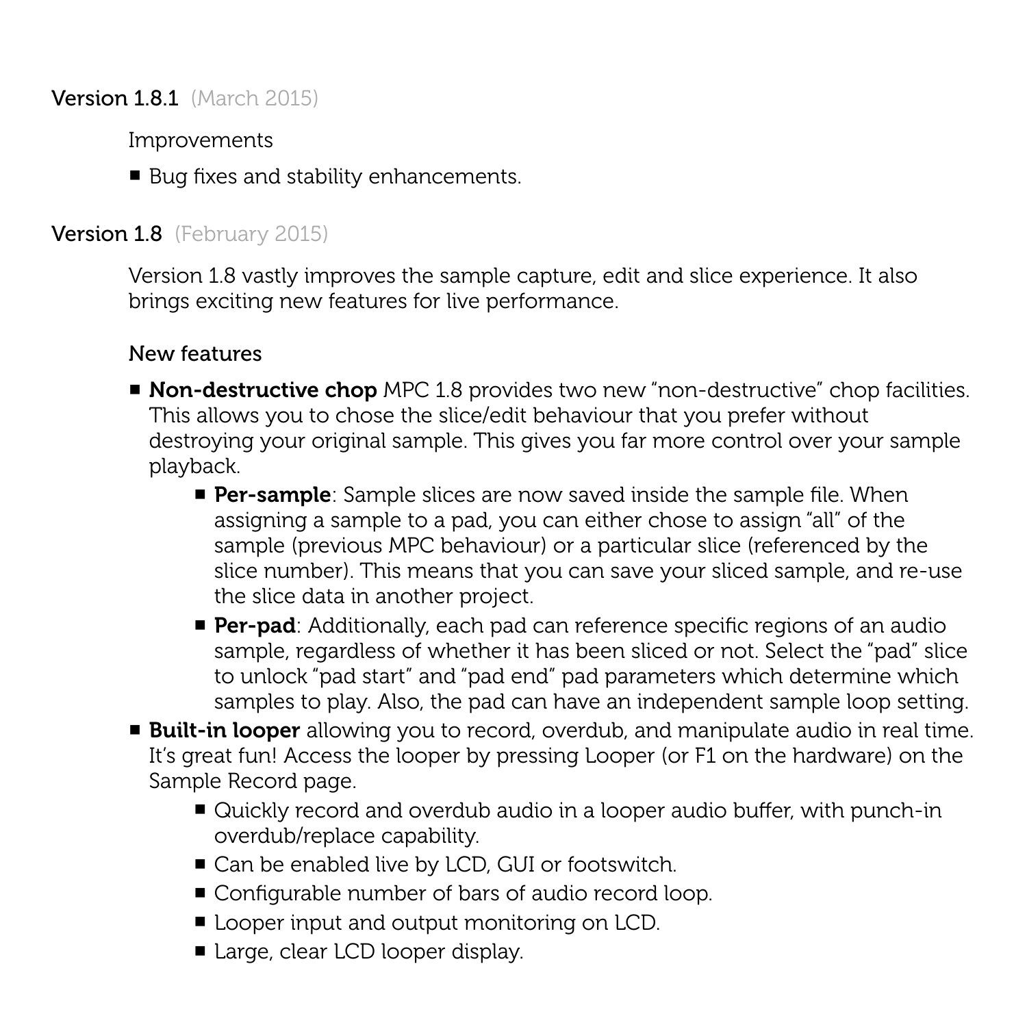## Version 1.8.1 (March 2015)

Improvements

- Bug fixes and stability enhancements.

## Version 1.8 (February 2015)

Version 1.8 vastly improves the sample capture, edit and slice experience. It also brings exciting new features for live performance.

New features

- **Non-destructive chop** MPC 1.8 provides two new “non-destructive” chop facilities. This allows you to chose the slice/edit behaviour that you prefer without destroying your original sample. This gives you far more control over your sample playback.
    - **Per-sample**: Sample slices are now saved inside the sample file. When assigning a sample to a pad, you can either chose to assign “all” of the sample (previous MPC behaviour) or a particular slice (referenced by the slice number). This means that you can save your sliced sample, and re-use the slice data in another project.
    - **Per-pad**: Additionally, each pad can reference specific regions of an audio sample, regardless of whether it has been sliced or not. Select the “pad” slice to unlock “pad start” and “pad end” pad parameters which determine which samples to play. Also, the pad can have an independent sample loop setting.
- **Built-in looper** allowing you to record, overdub, and manipulate audio in real time. It’s great fun! Access the looper by pressing Looper (or F1 on the hardware) on the Sample Record page.
    - Quickly record and overdub audio in a looper audio buffer, with punch-in overdub/replace capability.
    - Can be enabled live by LCD, GUI or footswitch.
    - Configurable number of bars of audio record loop.
    - Looper input and output monitoring on LCD.
    - Large, clear LCD looper display.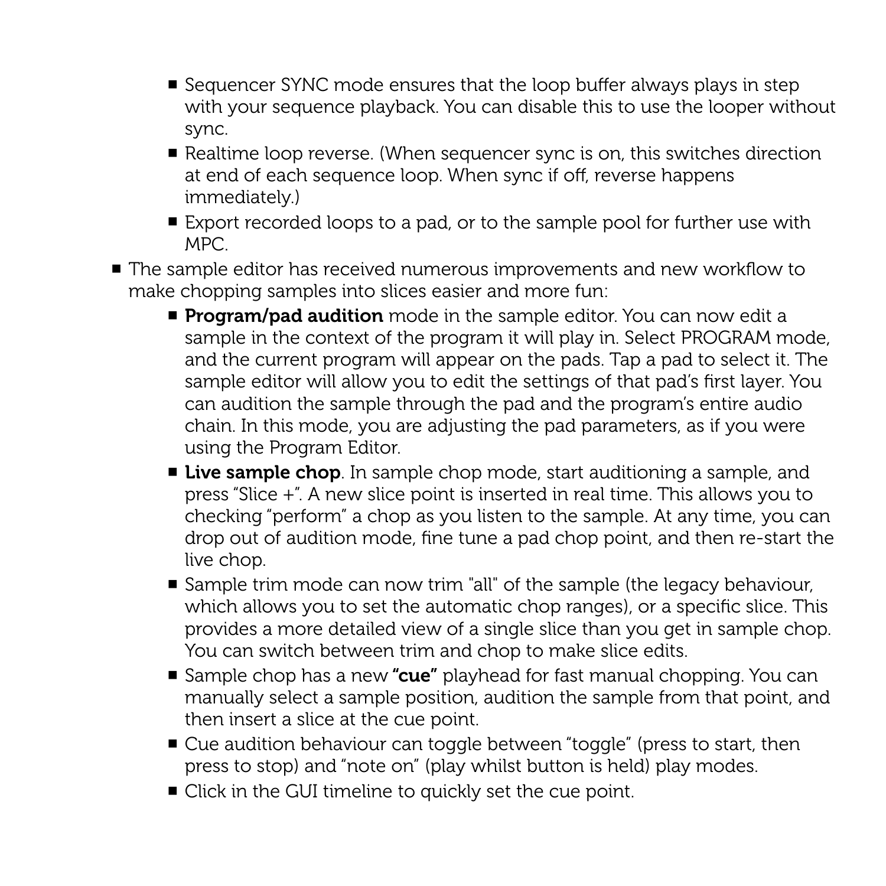- Sequencer SYNC mode ensures that the loop buffer always plays in step with your sequence playback. You can disable this to use the looper without sync.
    - Realtime loop reverse. (When sequencer sync is on, this switches direction at end of each sequence loop. When sync if off, reverse happens immediately.)
    - Export recorded loops to a pad, or to the sample pool for further use with MPC.
- The sample editor has received numerous improvements and new workflow to make chopping samples into slices easier and more fun:
    - **Program/pad audition** mode in the sample editor. You can now edit a sample in the context of the program it will play in. Select PROGRAM mode, and the current program will appear on the pads. Tap a pad to select it. The sample editor will allow you to edit the settings of that pad's first layer. You can audition the sample through the pad and the program's entire audio chain. In this mode, you are adjusting the pad parameters, as if you were using the Program Editor.
    - **Live sample chop**. In sample chop mode, start auditioning a sample, and press "Slice +". A new slice point is inserted in real time. This allows you to checking "perform" a chop as you listen to the sample. At any time, you can drop out of audition mode, fine tune a pad chop point, and then re-start the live chop.
    - Sample trim mode can now trim "all" of the sample (the legacy behaviour, which allows you to set the automatic chop ranges), or a specific slice. This provides a more detailed view of a single slice than you get in sample chop. You can switch between trim and chop to make slice edits.
    - Sample chop has a new **"cue"** playhead for fast manual chopping. You can manually select a sample position, audition the sample from that point, and then insert a slice at the cue point.
    - Cue audition behaviour can toggle between "toggle" (press to start, then press to stop) and "note on" (play whilst button is held) play modes.
    - Click in the GUI timeline to quickly set the cue point.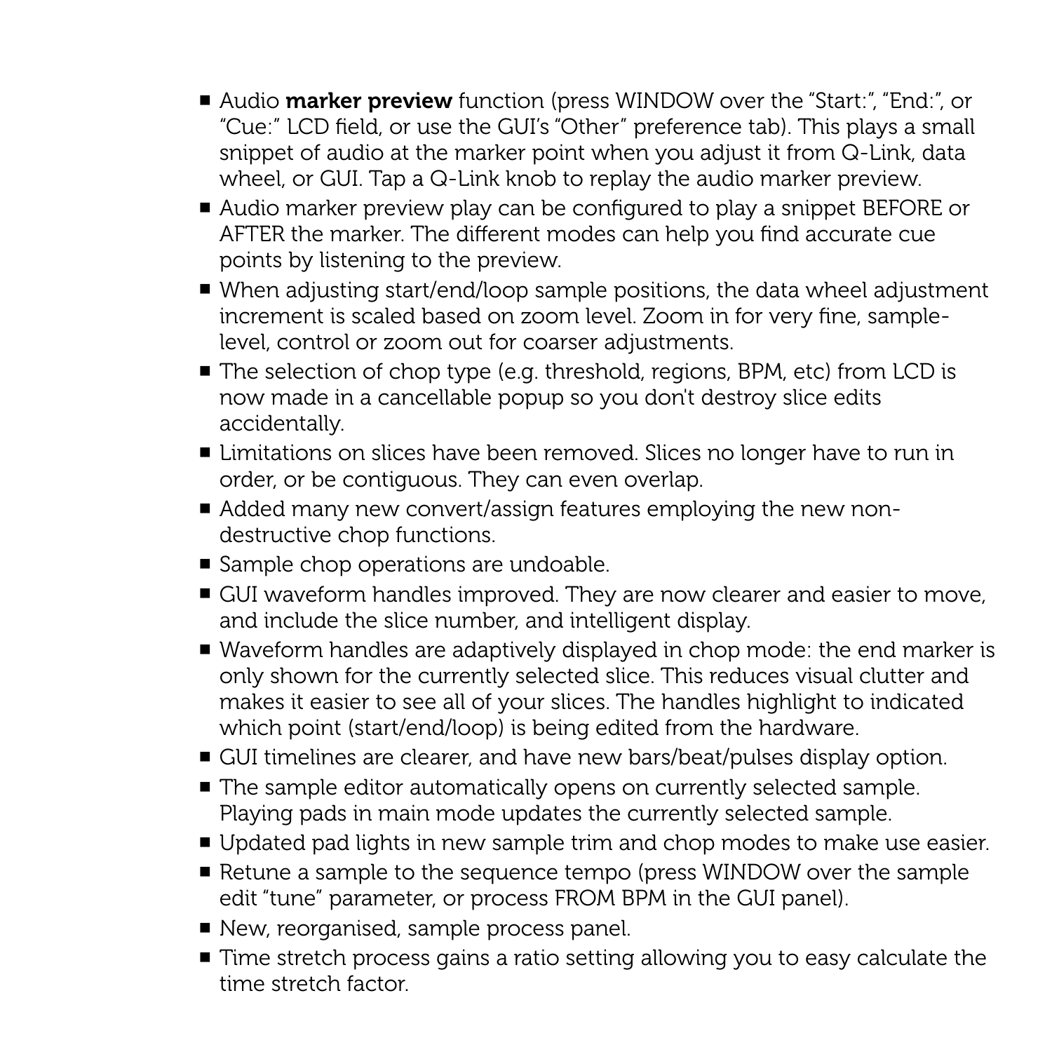- Audio **marker preview** function (press WINDOW over the "Start:", "End:", or "Cue:" LCD field, or use the GUI's "Other" preference tab). This plays a small snippet of audio at the marker point when you adjust it from Q-Link, data wheel, or GUI. Tap a Q-Link knob to replay the audio marker preview.
- Audio marker preview play can be configured to play a snippet BEFORE or AFTER the marker. The different modes can help you find accurate cue points by listening to the preview.
- When adjusting start/end/loop sample positions, the data wheel adjustment increment is scaled based on zoom level. Zoom in for very fine, sample-level, control or zoom out for coarser adjustments.
- The selection of chop type (e.g. threshold, regions, BPM, etc) from LCD is now made in a cancellable popup so you don't destroy slice edits accidentally.
- Limitations on slices have been removed. Slices no longer have to run in order, or be contiguous. They can even overlap.
- Added many new convert/assign features employing the new non-destructive chop functions.
- Sample chop operations are undoable.
- GUI waveform handles improved. They are now clearer and easier to move, and include the slice number, and intelligent display.
- Waveform handles are adaptively displayed in chop mode: the end marker is only shown for the currently selected slice. This reduces visual clutter and makes it easier to see all of your slices. The handles highlight to indicated which point (start/end/loop) is being edited from the hardware.
- GUI timelines are clearer, and have new bars/beat/pulses display option.
- The sample editor automatically opens on currently selected sample. Playing pads in main mode updates the currently selected sample.
- Updated pad lights in new sample trim and chop modes to make use easier.
- Retune a sample to the sequence tempo (press WINDOW over the sample edit "tune" parameter, or process FROM BPM in the GUI panel).
- New, reorganised, sample process panel.
- Time stretch process gains a ratio setting allowing you to easy calculate the time stretch factor.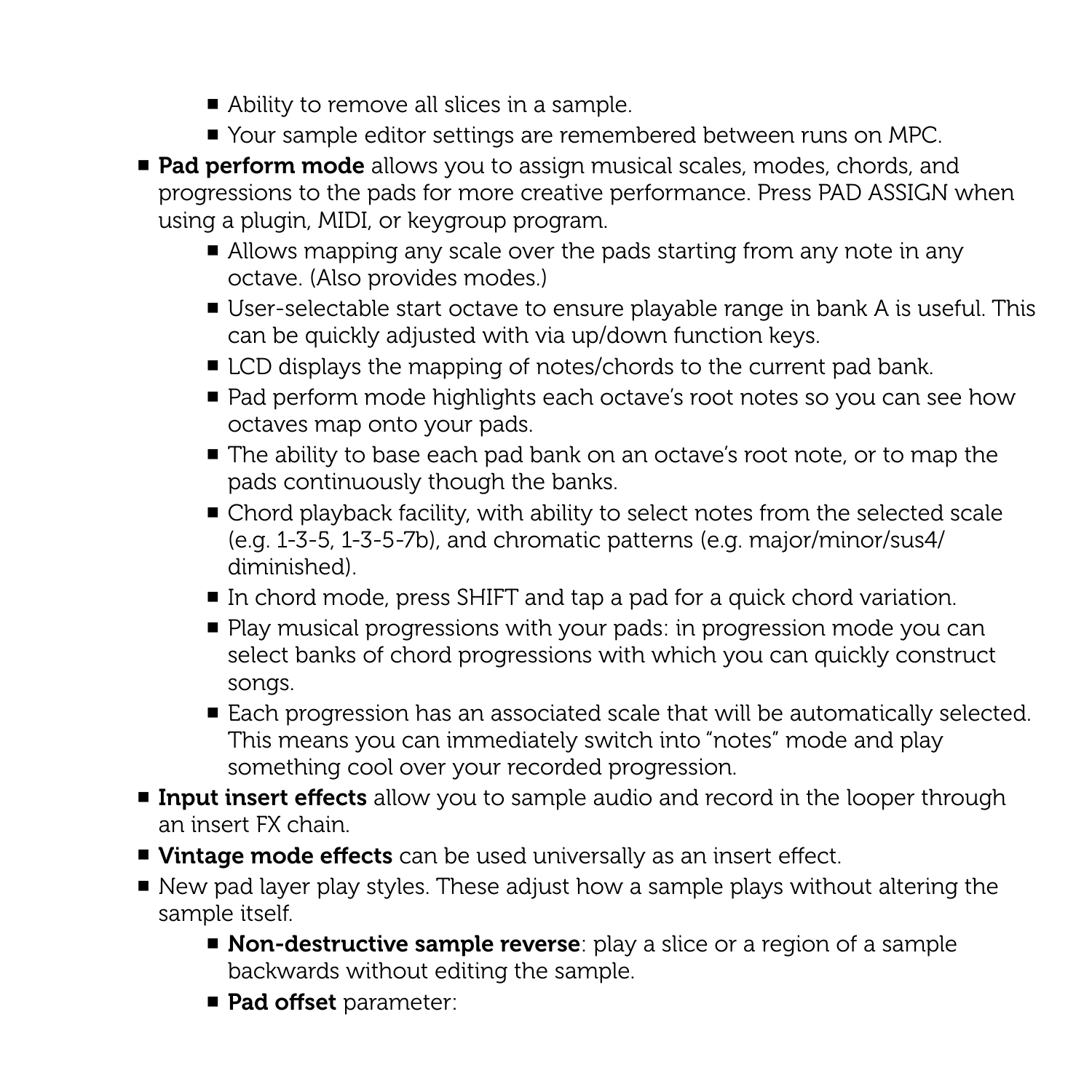- Ability to remove all slices in a sample.
  - Your sample editor settings are remembered between runs on MPC.
- **Pad perform mode** allows you to assign musical scales, modes, chords, and progressions to the pads for more creative performance. Press PAD ASSIGN when using a plugin, MIDI, or keygroup program.
  - Allows mapping any scale over the pads starting from any note in any octave. (Also provides modes.)
  - User-selectable start octave to ensure playable range in bank A is useful. This can be quickly adjusted with via up/down function keys.
  - LCD displays the mapping of notes/chords to the current pad bank.
  - Pad perform mode highlights each octave's root notes so you can see how octaves map onto your pads.
  - The ability to base each pad bank on an octave's root note, or to map the pads continuously though the banks.
  - Chord playback facility, with ability to select notes from the selected scale (e.g. 1-3-5, 1-3-5-7b), and chromatic patterns (e.g. major/minor/sus4/diminished).
  - In chord mode, press SHIFT and tap a pad for a quick chord variation.
  - Play musical progressions with your pads: in progression mode you can select banks of chord progressions with which you can quickly construct songs.
  - Each progression has an associated scale that will be automatically selected. This means you can immediately switch into "notes" mode and play something cool over your recorded progression.
- **Input insert effects** allow you to sample audio and record in the looper through an insert FX chain.
- **Vintage mode effects** can be used universally as an insert effect.
- New pad layer play styles. These adjust how a sample plays without altering the sample itself.
  - **Non-destructive sample reverse**: play a slice or a region of a sample backwards without editing the sample.
  - **Pad offset** parameter: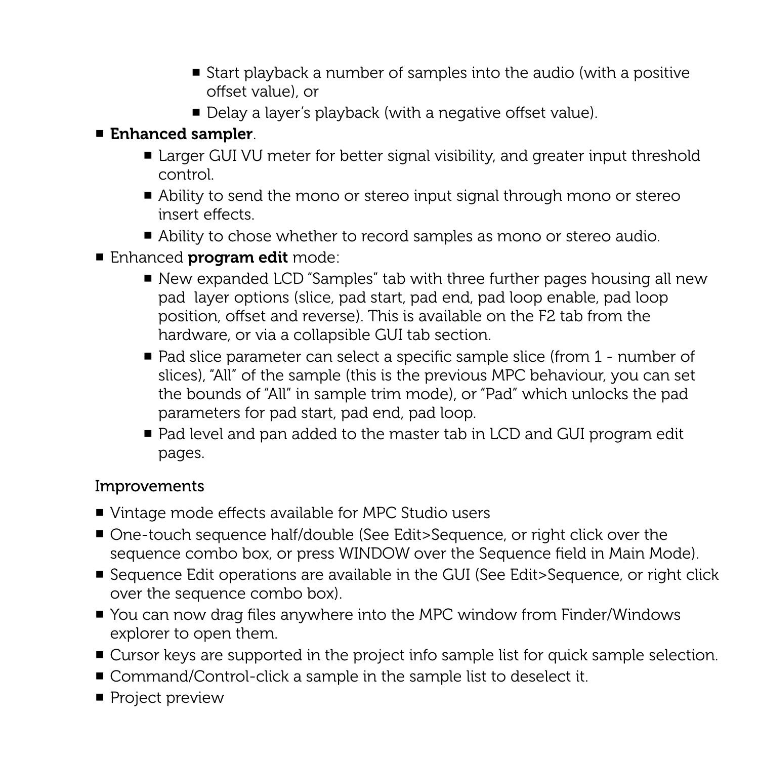- Start playback a number of samples into the audio (with a positive offset value), or
    - Delay a layer's playback (with a negative offset value).
- **Enhanced sampler**.
  - Larger GUI VU meter for better signal visibility, and greater input threshold control.
  - Ability to send the mono or stereo input signal through mono or stereo insert effects.
  - Ability to chose whether to record samples as mono or stereo audio.
- Enhanced **program edit** mode:
  - New expanded LCD "Samples" tab with three further pages housing all new pad layer options (slice, pad start, pad end, pad loop enable, pad loop position, offset and reverse). This is available on the F2 tab from the hardware, or via a collapsible GUI tab section.
  - Pad slice parameter can select a specific sample slice (from 1 - number of slices), "All" of the sample (this is the previous MPC behaviour, you can set the bounds of "All" in sample trim mode), or "Pad" which unlocks the pad parameters for pad start, pad end, pad loop.
  - Pad level and pan added to the master tab in LCD and GUI program edit pages.

Improvements

- Vintage mode effects available for MPC Studio users
- One-touch sequence half/double (See Edit>Sequence, or right click over the sequence combo box, or press WINDOW over the Sequence field in Main Mode).
- Sequence Edit operations are available in the GUI (See Edit>Sequence, or right click over the sequence combo box).
- You can now drag files anywhere into the MPC window from Finder/Windows explorer to open them.
- Cursor keys are supported in the project info sample list for quick sample selection.
- Command/Control-click a sample in the sample list to deselect it.
- Project preview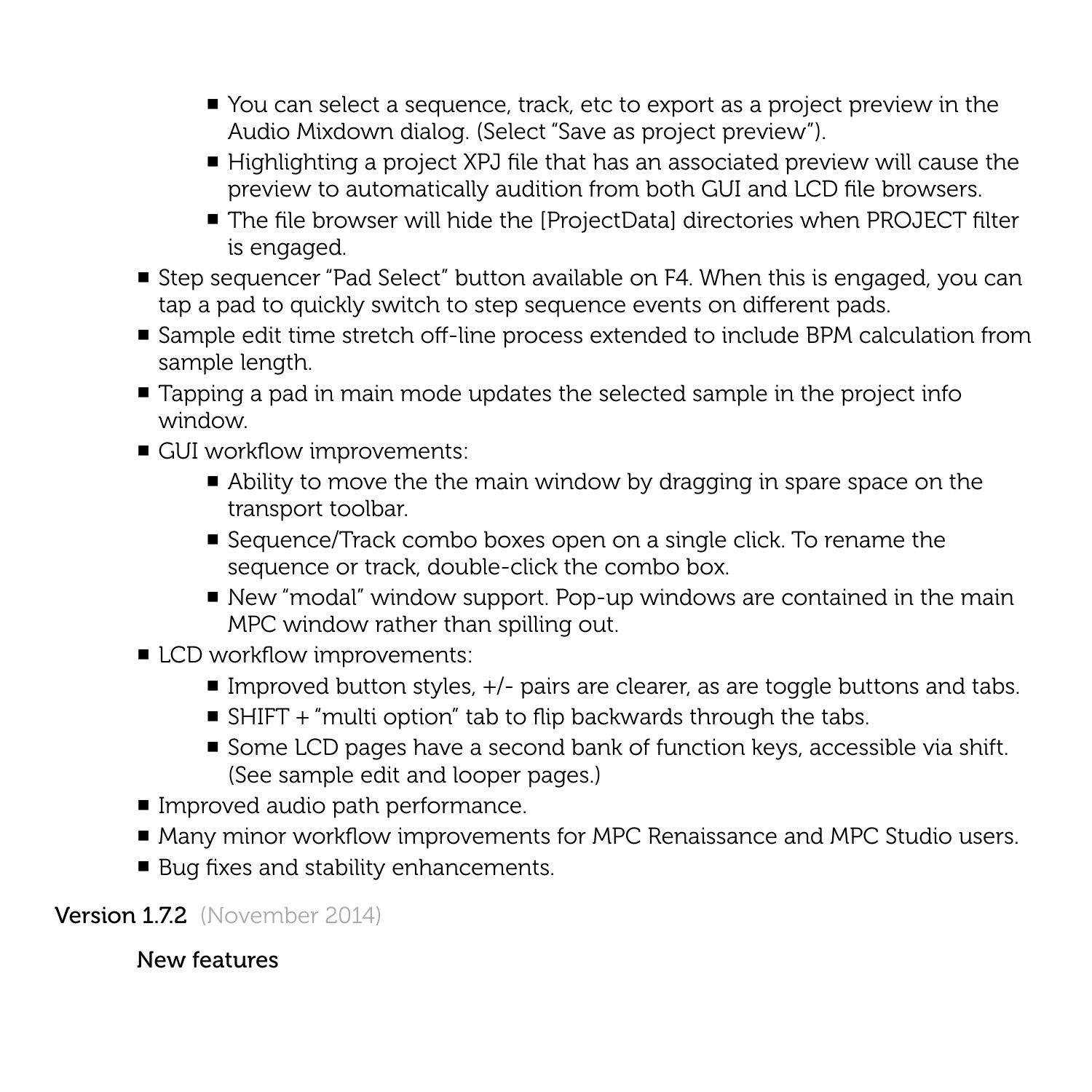- You can select a sequence, track, etc to export as a project preview in the Audio Mixdown dialog. (Select "Save as project preview").
    - Highlighting a project XPJ file that has an associated preview will cause the preview to automatically audition from both GUI and LCD file browsers.
    - The file browser will hide the [ProjectData] directories when PROJECT filter is engaged.
- Step sequencer "Pad Select" button available on F4. When this is engaged, you can tap a pad to quickly switch to step sequence events on different pads.
- Sample edit time stretch off-line process extended to include BPM calculation from sample length.
- Tapping a pad in main mode updates the selected sample in the project info window.
- GUI workflow improvements:
    - Ability to move the the main window by dragging in spare space on the transport toolbar.
    - Sequence/Track combo boxes open on a single click. To rename the sequence or track, double-click the combo box.
    - New "modal" window support. Pop-up windows are contained in the main MPC window rather than spilling out.
- LCD workflow improvements:
    - Improved button styles, +/- pairs are clearer, as are toggle buttons and tabs.
    - SHIFT + "multi option" tab to flip backwards through the tabs.
    - Some LCD pages have a second bank of function keys, accessible via shift. (See sample edit and looper pages.)
- Improved audio path performance.
- Many minor workflow improvements for MPC Renaissance and MPC Studio users.
- Bug fixes and stability enhancements.

## Version 1.7.2 (November 2014)

### New features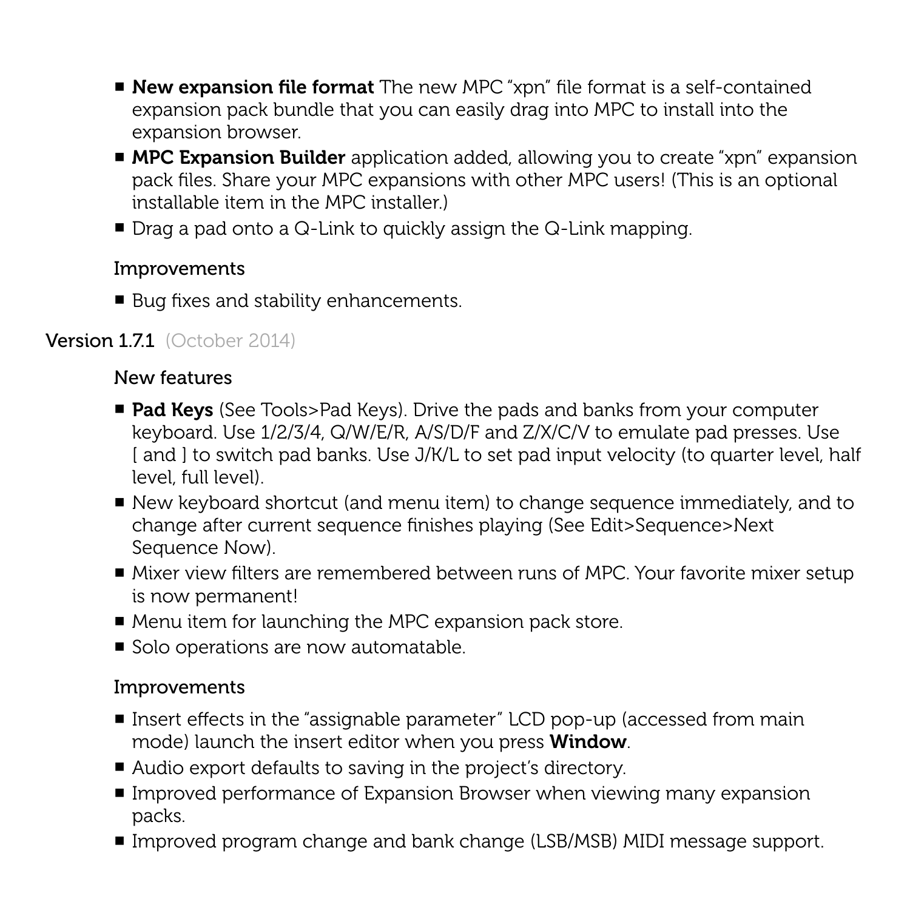- **New expansion file format** The new MPC "xpn" file format is a self-contained expansion pack bundle that you can easily drag into MPC to install into the expansion browser.
- **MPC Expansion Builder** application added, allowing you to create "xpn" expansion pack files. Share your MPC expansions with other MPC users! (This is an optional installable item in the MPC installer.)
- Drag a pad onto a Q-Link to quickly assign the Q-Link mapping.

### Improvements

- Bug fixes and stability enhancements.

## Version 1.7.1 (October 2014)

### New features

- **Pad Keys** (See Tools>Pad Keys). Drive the pads and banks from your computer keyboard. Use 1/2/3/4, Q/W/E/R, A/S/D/F and Z/X/C/V to emulate pad presses. Use [ and ] to switch pad banks. Use J/K/L to set pad input velocity (to quarter level, half level, full level).
- New keyboard shortcut (and menu item) to change sequence immediately, and to change after current sequence finishes playing (See Edit>Sequence>Next Sequence Now).
- Mixer view filters are remembered between runs of MPC. Your favorite mixer setup is now permanent!
- Menu item for launching the MPC expansion pack store.
- Solo operations are now automatable.

### Improvements

- Insert effects in the "assignable parameter" LCD pop-up (accessed from main mode) launch the insert editor when you press **Window**.
- Audio export defaults to saving in the project's directory.
- Improved performance of Expansion Browser when viewing many expansion packs.
- Improved program change and bank change (LSB/MSB) MIDI message support.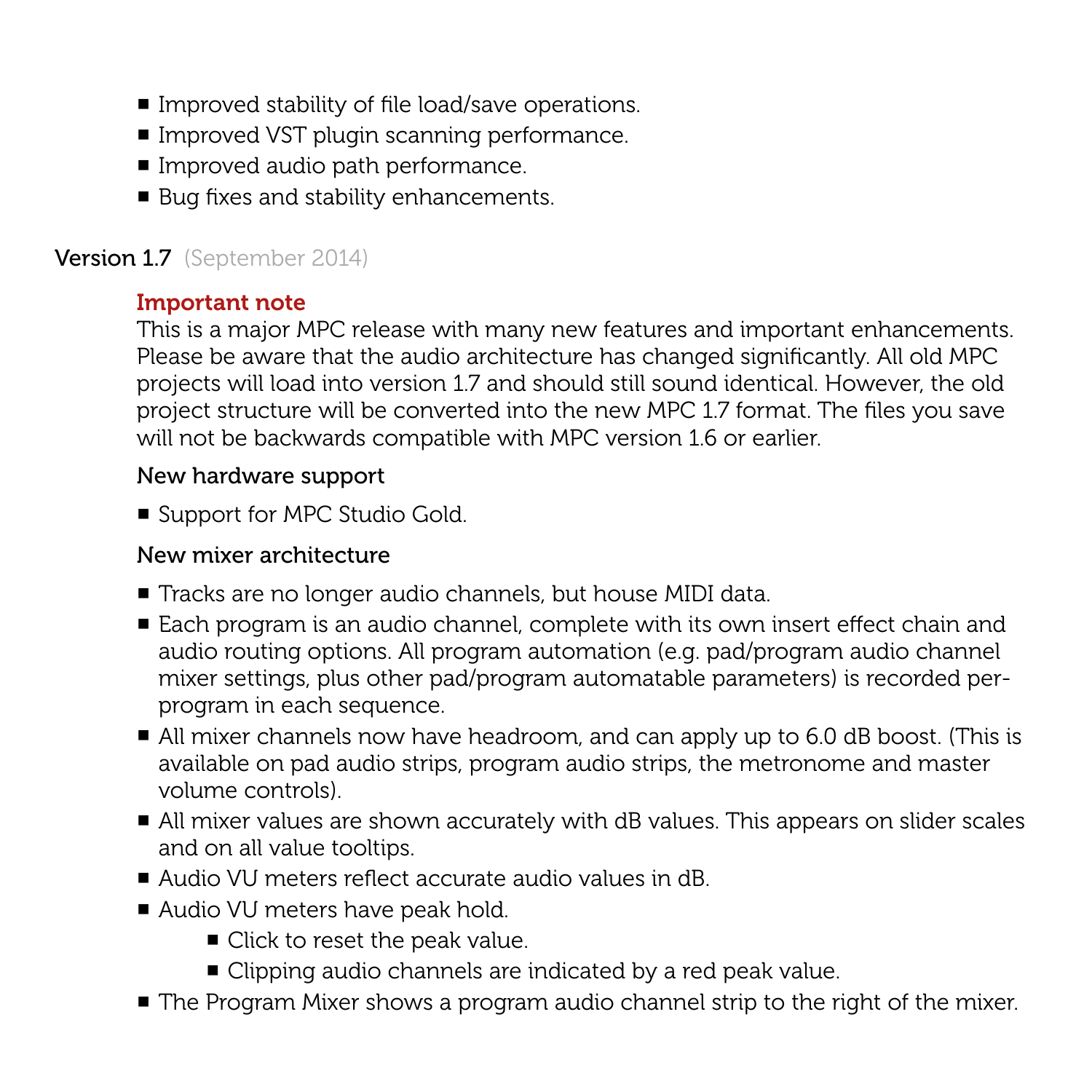- Improved stability of file load/save operations.
- Improved VST plugin scanning performance.
- Improved audio path performance.
- Bug fixes and stability enhancements.

## Version 1.7 (September 2014)

### Important note

This is a major MPC release with many new features and important enhancements. Please be aware that the audio architecture has changed significantly. All old MPC projects will load into version 1.7 and should still sound identical. However, the old project structure will be converted into the new MPC 1.7 format. The files you save will not be backwards compatible with MPC version 1.6 or earlier.

### New hardware support

- Support for MPC Studio Gold.

### New mixer architecture

- Tracks are no longer audio channels, but house MIDI data.
- Each program is an audio channel, complete with its own insert effect chain and audio routing options. All program automation (e.g. pad/program audio channel mixer settings, plus other pad/program automatable parameters) is recorded per-program in each sequence.
- All mixer channels now have headroom, and can apply up to 6.0 dB boost. (This is available on pad audio strips, program audio strips, the metronome and master volume controls).
- All mixer values are shown accurately with dB values. This appears on slider scales and on all value tooltips.
- Audio VU meters reflect accurate audio values in dB.
- Audio VU meters have peak hold.
    - Click to reset the peak value.
    - Clipping audio channels are indicated by a red peak value.
- The Program Mixer shows a program audio channel strip to the right of the mixer.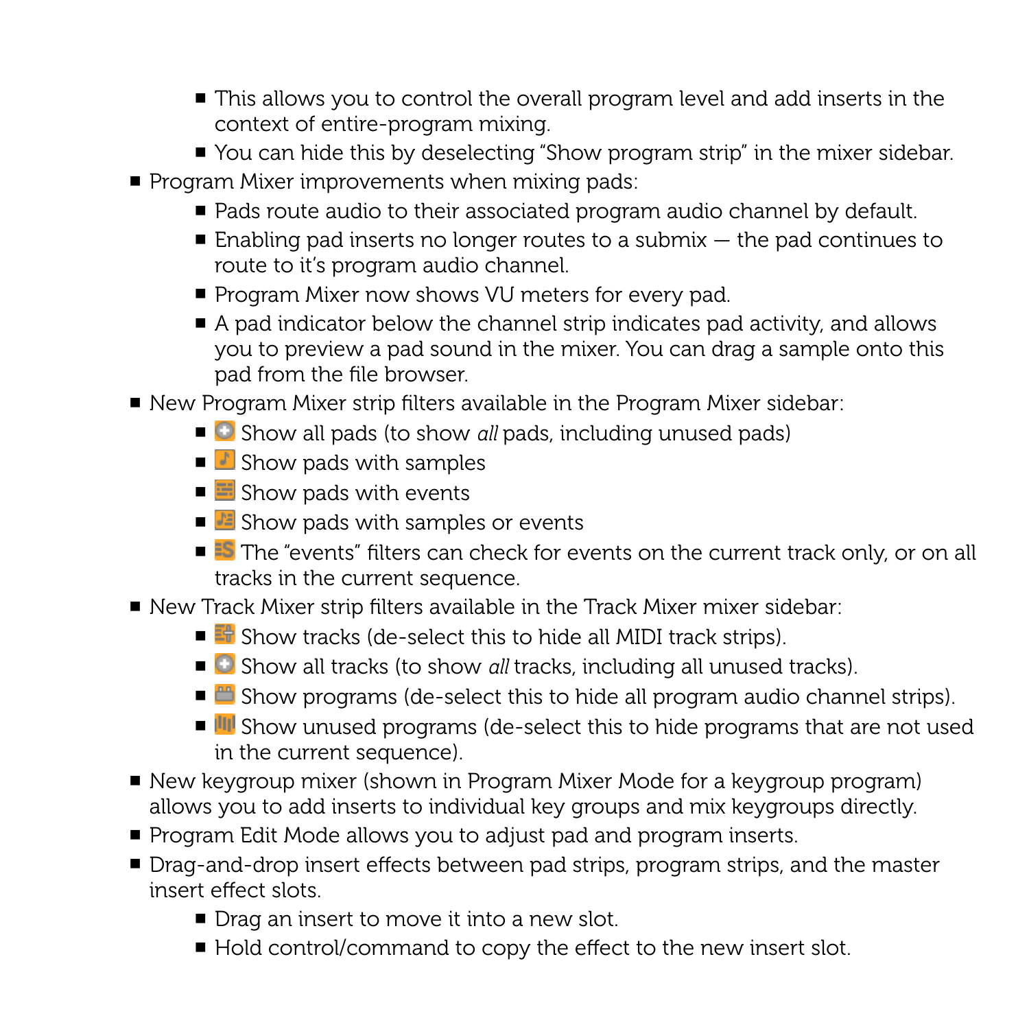- This allows you to control the overall program level and add inserts in the context of entire-program mixing.
    - You can hide this by deselecting "Show program strip" in the mixer sidebar.
- Program Mixer improvements when mixing pads:
    - Pads route audio to their associated program audio channel by default.
    - Enabling pad inserts no longer routes to a submix — the pad continues to route to it's program audio channel.
    - Program Mixer now shows VU meters for every pad.
    - A pad indicator below the channel strip indicates pad activity, and allows you to preview a pad sound in the mixer. You can drag a sample onto this pad from the file browser.
- New Program Mixer strip filters available in the Program Mixer sidebar:
    - Show all pads (to show *all* pads, including unused pads)
    - Show pads with samples
    - Show pads with events
    - Show pads with samples or events
    - The "events" filters can check for events on the current track only, or on all tracks in the current sequence.
- New Track Mixer strip filters available in the Track Mixer mixer sidebar:
    - Show tracks (de-select this to hide all MIDI track strips).
    - Show all tracks (to show *all* tracks, including all unused tracks).
    - Show programs (de-select this to hide all program audio channel strips).
    - Show unused programs (de-select this to hide programs that are not used in the current sequence).
- New keygroup mixer (shown in Program Mixer Mode for a keygroup program) allows you to add inserts to individual key groups and mix keygroups directly.
- Program Edit Mode allows you to adjust pad and program inserts.
- Drag-and-drop insert effects between pad strips, program strips, and the master insert effect slots.
    - Drag an insert to move it into a new slot.
    - Hold control/command to copy the effect to the new insert slot.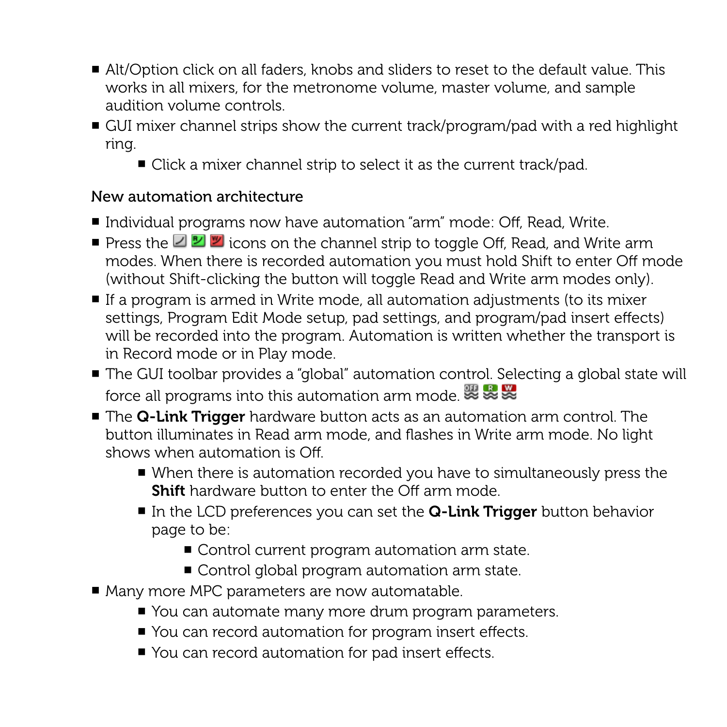- Alt/Option click on all faders, knobs and sliders to reset to the default value. This works in all mixers, for the metronome volume, master volume, and sample audition volume controls.
- GUI mixer channel strips show the current track/program/pad with a red highlight ring.
    - Click a mixer channel strip to select it as the current track/pad.

### New automation architecture

- Individual programs now have automation “arm” mode: Off, Read, Write.
- Press the icons on the channel strip to toggle Off, Read, and Write arm modes. When there is recorded automation you must hold Shift to enter Off mode (without Shift-clicking the button will toggle Read and Write arm modes only).
- If a program is armed in Write mode, all automation adjustments (to its mixer settings, Program Edit Mode setup, pad settings, and program/pad insert effects) will be recorded into the program. Automation is written whether the transport is in Record mode or in Play mode.
- The GUI toolbar provides a “global” automation control. Selecting a global state will force all programs into this automation arm mode.
- The **Q-Link Trigger** hardware button acts as an automation arm control. The button illuminates in Read arm mode, and flashes in Write arm mode. No light shows when automation is Off.
    - When there is automation recorded you have to simultaneously press the **Shift** hardware button to enter the Off arm mode.
    - In the LCD preferences you can set the **Q-Link Trigger** button behavior page to be:
        - Control current program automation arm state.
        - Control global program automation arm state.
- Many more MPC parameters are now automatable.
    - You can automate many more drum program parameters.
    - You can record automation for program insert effects.
    - You can record automation for pad insert effects.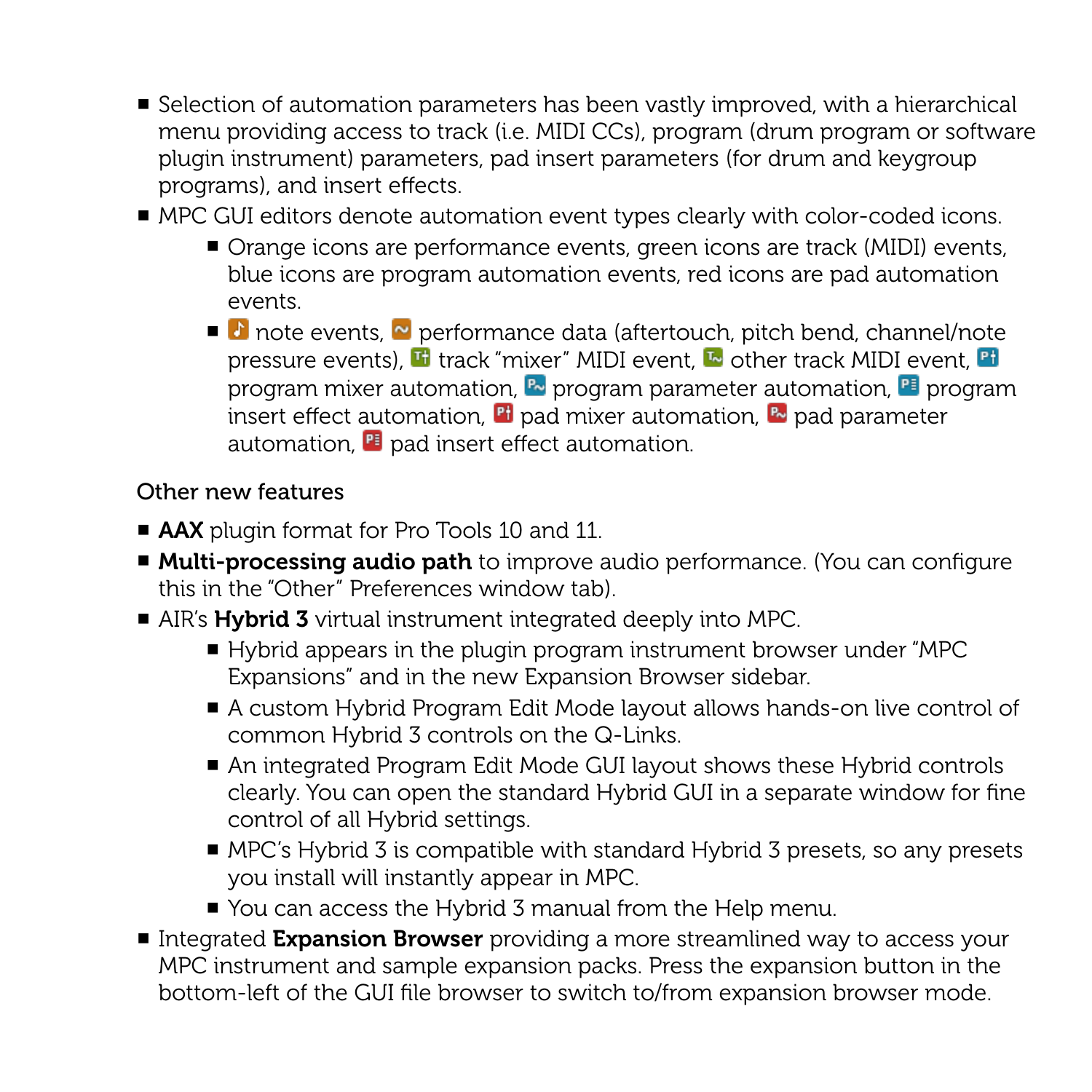- Selection of automation parameters has been vastly improved, with a hierarchical menu providing access to track (i.e. MIDI CCs), program (drum program or software plugin instrument) parameters, pad insert parameters (for drum and keygroup programs), and insert effects.
- MPC GUI editors denote automation event types clearly with color-coded icons.
  - Orange icons are performance events, green icons are track (MIDI) events, blue icons are program automation events, red icons are pad automation events.
  - note events, performance data (aftertouch, pitch bend, channel/note pressure events), track "mixer" MIDI event, other track MIDI event, program mixer automation, program parameter automation, program insert effect automation, pad mixer automation, pad parameter automation, pad insert effect automation.

### Other new features

- **AAX** plugin format for Pro Tools 10 and 11.
- **Multi-processing audio path** to improve audio performance. (You can configure this in the "Other" Preferences window tab).
- AIR's **Hybrid 3** virtual instrument integrated deeply into MPC.
  - Hybrid appears in the plugin program instrument browser under "MPC Expansions" and in the new Expansion Browser sidebar.
  - A custom Hybrid Program Edit Mode layout allows hands-on live control of common Hybrid 3 controls on the Q-Links.
  - An integrated Program Edit Mode GUI layout shows these Hybrid controls clearly. You can open the standard Hybrid GUI in a separate window for fine control of all Hybrid settings.
  - MPC's Hybrid 3 is compatible with standard Hybrid 3 presets, so any presets you install will instantly appear in MPC.
  - You can access the Hybrid 3 manual from the Help menu.
- Integrated **Expansion Browser** providing a more streamlined way to access your MPC instrument and sample expansion packs. Press the expansion button in the bottom-left of the GUI file browser to switch to/from expansion browser mode.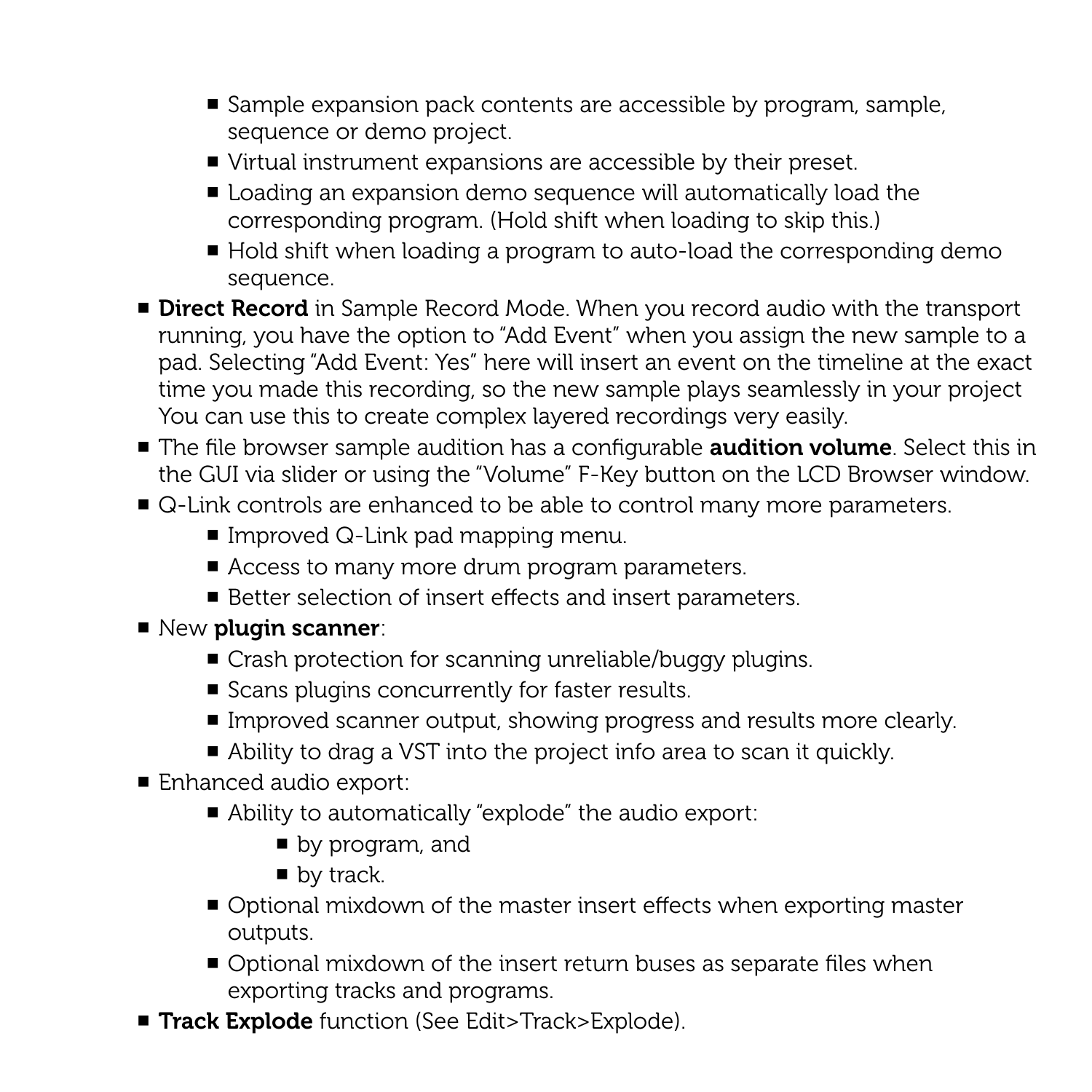- Sample expansion pack contents are accessible by program, sample, sequence or demo project.
    - Virtual instrument expansions are accessible by their preset.
    - Loading an expansion demo sequence will automatically load the corresponding program. (Hold shift when loading to skip this.)
    - Hold shift when loading a program to auto-load the corresponding demo sequence.
- **Direct Record** in Sample Record Mode. When you record audio with the transport running, you have the option to "Add Event" when you assign the new sample to a pad. Selecting "Add Event: Yes" here will insert an event on the timeline at the exact time you made this recording, so the new sample plays seamlessly in your project You can use this to create complex layered recordings very easily.
- The file browser sample audition has a configurable **audition volume**. Select this in the GUI via slider or using the "Volume" F-Key button on the LCD Browser window.
- Q-Link controls are enhanced to be able to control many more parameters.
    - Improved Q-Link pad mapping menu.
    - Access to many more drum program parameters.
    - Better selection of insert effects and insert parameters.
- New **plugin scanner**:
    - Crash protection for scanning unreliable/buggy plugins.
    - Scans plugins concurrently for faster results.
    - Improved scanner output, showing progress and results more clearly.
    - Ability to drag a VST into the project info area to scan it quickly.
- Enhanced audio export:
    - Ability to automatically "explode" the audio export:
        - by program, and
        - by track.
    - Optional mixdown of the master insert effects when exporting master outputs.
    - Optional mixdown of the insert return buses as separate files when exporting tracks and programs.
- **Track Explode** function (See Edit>Track>Explode).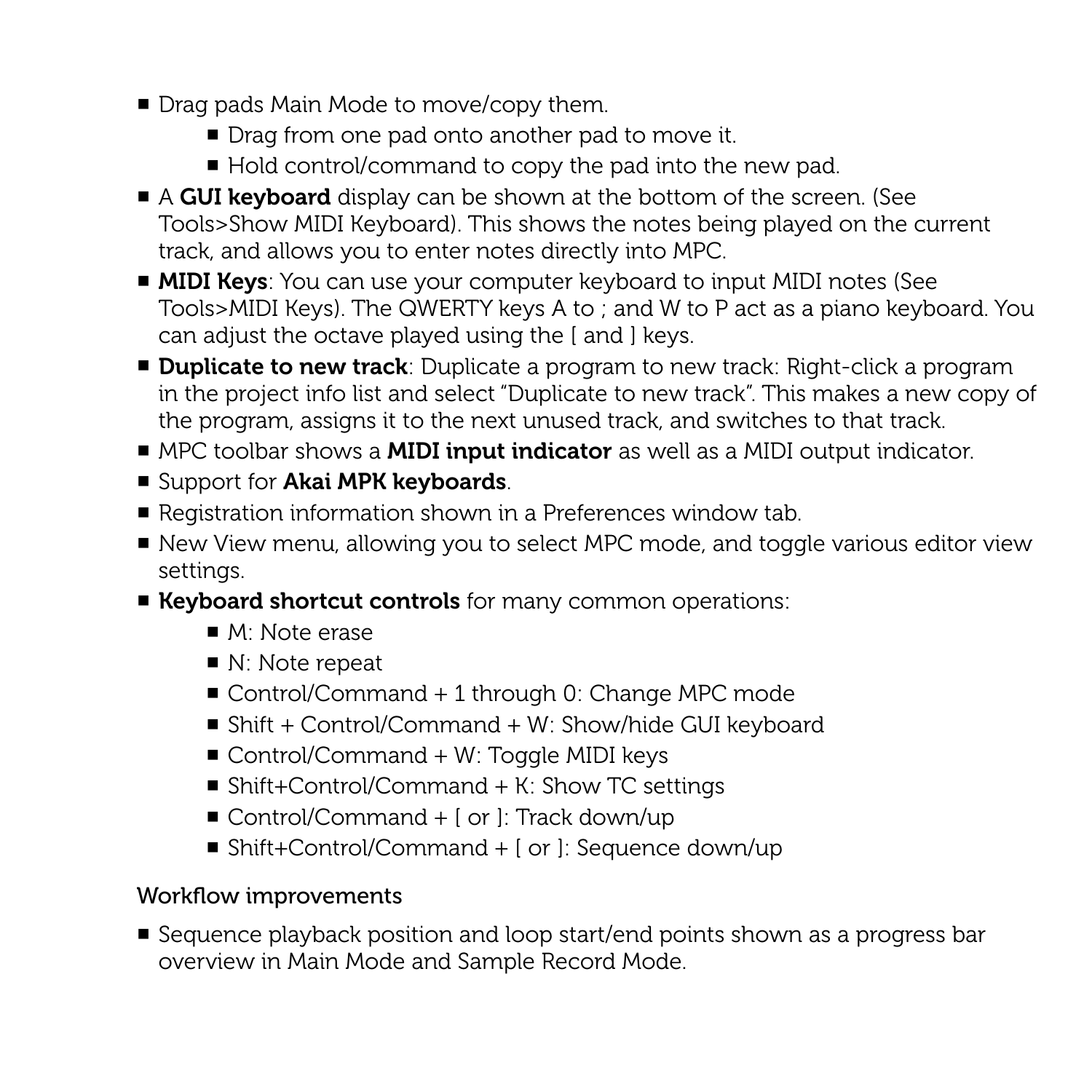- Drag pads Main Mode to move/copy them.
    - Drag from one pad onto another pad to move it.
    - Hold control/command to copy the pad into the new pad.
- A **GUI keyboard** display can be shown at the bottom of the screen. (See Tools>Show MIDI Keyboard). This shows the notes being played on the current track, and allows you to enter notes directly into MPC.
- **MIDI Keys**: You can use your computer keyboard to input MIDI notes (See Tools>MIDI Keys). The QWERTY keys A to ; and W to P act as a piano keyboard. You can adjust the octave played using the [ and ] keys.
- **Duplicate to new track**: Duplicate a program to new track: Right-click a program in the project info list and select "Duplicate to new track". This makes a new copy of the program, assigns it to the next unused track, and switches to that track.
- MPC toolbar shows a **MIDI input indicator** as well as a MIDI output indicator.
- Support for **Akai MPK keyboards**.
- Registration information shown in a Preferences window tab.
- New View menu, allowing you to select MPC mode, and toggle various editor view settings.
- **Keyboard shortcut controls** for many common operations:
    - M: Note erase
    - N: Note repeat
    - Control/Command + 1 through 0: Change MPC mode
    - Shift + Control/Command + W: Show/hide GUI keyboard
    - Control/Command + W: Toggle MIDI keys
    - Shift+Control/Command + K: Show TC settings
    - Control/Command + [ or ]: Track down/up
    - Shift+Control/Command + [ or ]: Sequence down/up

Workflow improvements

- Sequence playback position and loop start/end points shown as a progress bar overview in Main Mode and Sample Record Mode.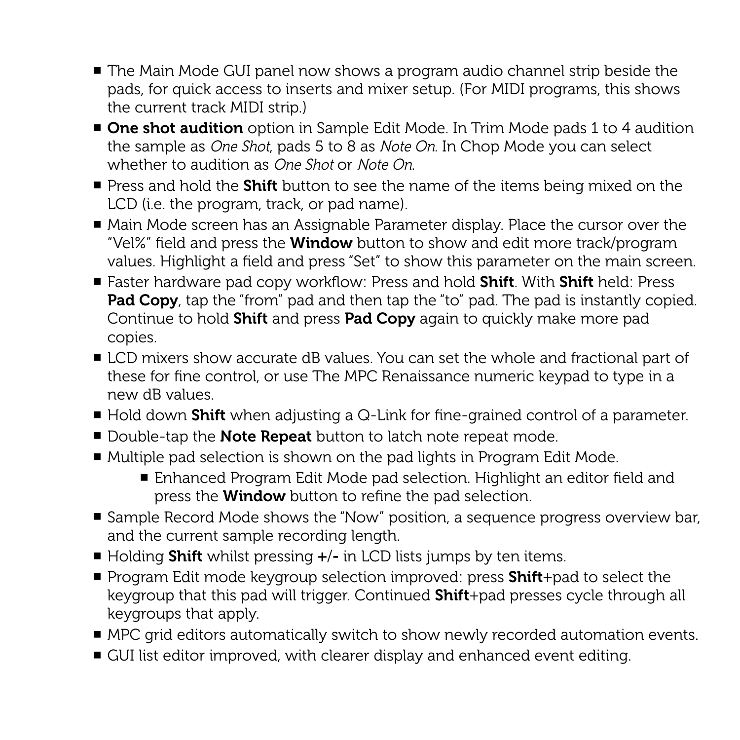- The Main Mode GUI panel now shows a program audio channel strip beside the pads, for quick access to inserts and mixer setup. (For MIDI programs, this shows the current track MIDI strip.)
- **One shot audition** option in Sample Edit Mode. In Trim Mode pads 1 to 4 audition the sample as *One Shot*, pads 5 to 8 as *Note On*. In Chop Mode you can select whether to audition as *One Shot* or *Note On*.
- Press and hold the **Shift** button to see the name of the items being mixed on the LCD (i.e. the program, track, or pad name).
- Main Mode screen has an Assignable Parameter display. Place the cursor over the "Vel%" field and press the **Window** button to show and edit more track/program values. Highlight a field and press "Set" to show this parameter on the main screen.
- Faster hardware pad copy workflow: Press and hold **Shift**. With **Shift** held: Press **Pad Copy**, tap the "from" pad and then tap the "to" pad. The pad is instantly copied. Continue to hold **Shift** and press **Pad Copy** again to quickly make more pad copies.
- LCD mixers show accurate dB values. You can set the whole and fractional part of these for fine control, or use The MPC Renaissance numeric keypad to type in a new dB values.
- Hold down **Shift** when adjusting a Q-Link for fine-grained control of a parameter.
- Double-tap the **Note Repeat** button to latch note repeat mode.
- Multiple pad selection is shown on the pad lights in Program Edit Mode.
    - Enhanced Program Edit Mode pad selection. Highlight an editor field and press the **Window** button to refine the pad selection.
- Sample Record Mode shows the "Now" position, a sequence progress overview bar, and the current sample recording length.
- Holding **Shift** whilst pressing **+**/**-** in LCD lists jumps by ten items.
- Program Edit mode keygroup selection improved: press **Shift**+pad to select the keygroup that this pad will trigger. Continued **Shift**+pad presses cycle through all keygroups that apply.
- MPC grid editors automatically switch to show newly recorded automation events.
- GUI list editor improved, with clearer display and enhanced event editing.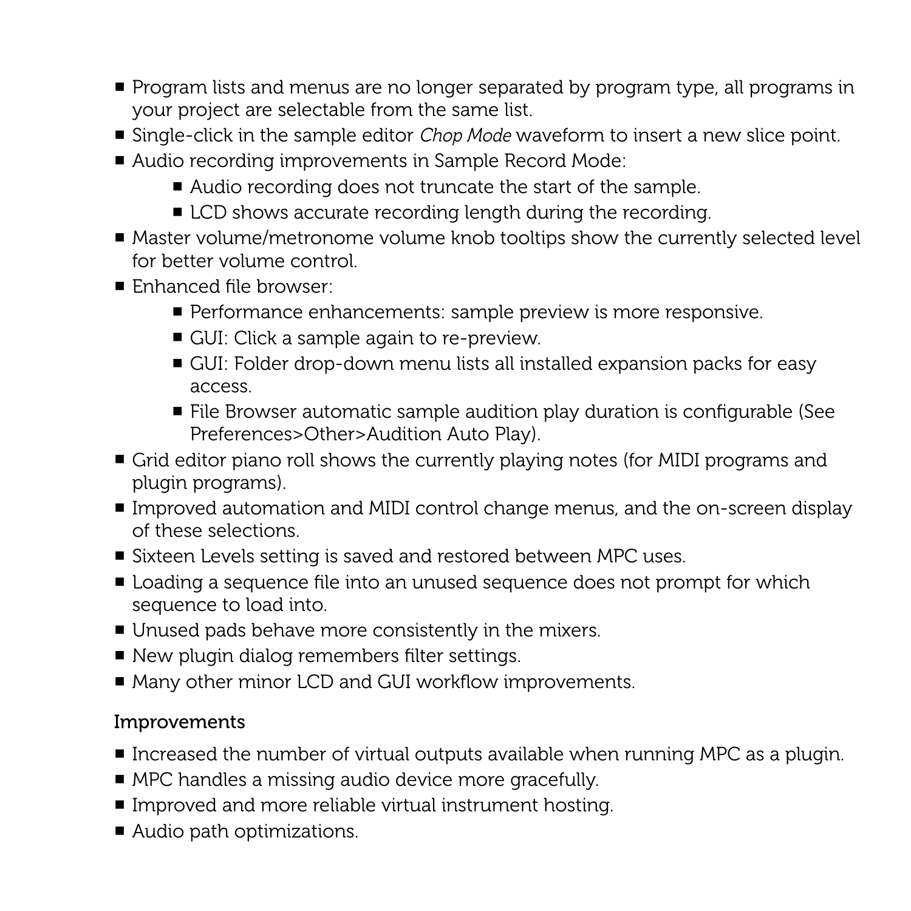- Program lists and menus are no longer separated by program type, all programs in your project are selectable from the same list.
- Single-click in the sample editor *Chop Mode* waveform to insert a new slice point.
- Audio recording improvements in Sample Record Mode:
  - Audio recording does not truncate the start of the sample.
  - LCD shows accurate recording length during the recording.
- Master volume/metronome volume knob tooltips show the currently selected level for better volume control.
- Enhanced file browser:
  - Performance enhancements: sample preview is more responsive.
  - GUI: Click a sample again to re-preview.
  - GUI: Folder drop-down menu lists all installed expansion packs for easy access.
  - File Browser automatic sample audition play duration is configurable (See Preferences>Other>Audition Auto Play).
- Grid editor piano roll shows the currently playing notes (for MIDI programs and plugin programs).
- Improved automation and MIDI control change menus, and the on-screen display of these selections.
- Sixteen Levels setting is saved and restored between MPC uses.
- Loading a sequence file into an unused sequence does not prompt for which sequence to load into.
- Unused pads behave more consistently in the mixers.
- New plugin dialog remembers filter settings.
- Many other minor LCD and GUI workflow improvements.

### Improvements

- Increased the number of virtual outputs available when running MPC as a plugin.
- MPC handles a missing audio device more gracefully.
- Improved and more reliable virtual instrument hosting.
- Audio path optimizations.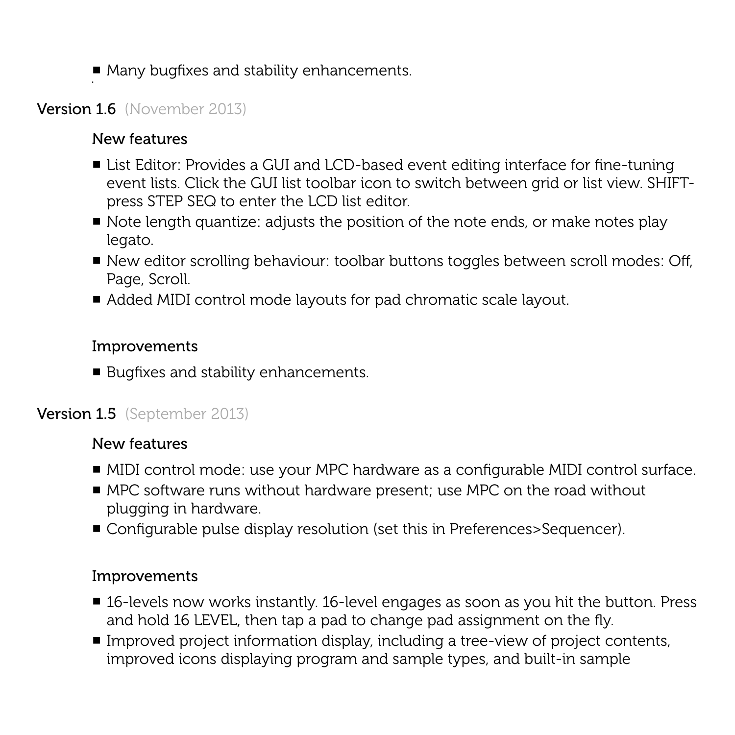- Many bugfixes and stability enhancements.

## Version 1.6 (November 2013)

### New features

- List Editor: Provides a GUI and LCD-based event editing interface for fine-tuning event lists. Click the GUI list toolbar icon to switch between grid or list view. SHIFT-press STEP SEQ to enter the LCD list editor.
- Note length quantize: adjusts the position of the note ends, or make notes play legato.
- New editor scrolling behaviour: toolbar buttons toggles between scroll modes: Off, Page, Scroll.
- Added MIDI control mode layouts for pad chromatic scale layout.

### Improvements

- Bugfixes and stability enhancements.

## Version 1.5 (September 2013)

### New features

- MIDI control mode: use your MPC hardware as a configurable MIDI control surface.
- MPC software runs without hardware present; use MPC on the road without plugging in hardware.
- Configurable pulse display resolution (set this in Preferences>Sequencer).

### Improvements

- 16-levels now works instantly. 16-level engages as soon as you hit the button. Press and hold 16 LEVEL, then tap a pad to change pad assignment on the fly.
- Improved project information display, including a tree-view of project contents, improved icons displaying program and sample types, and built-in sample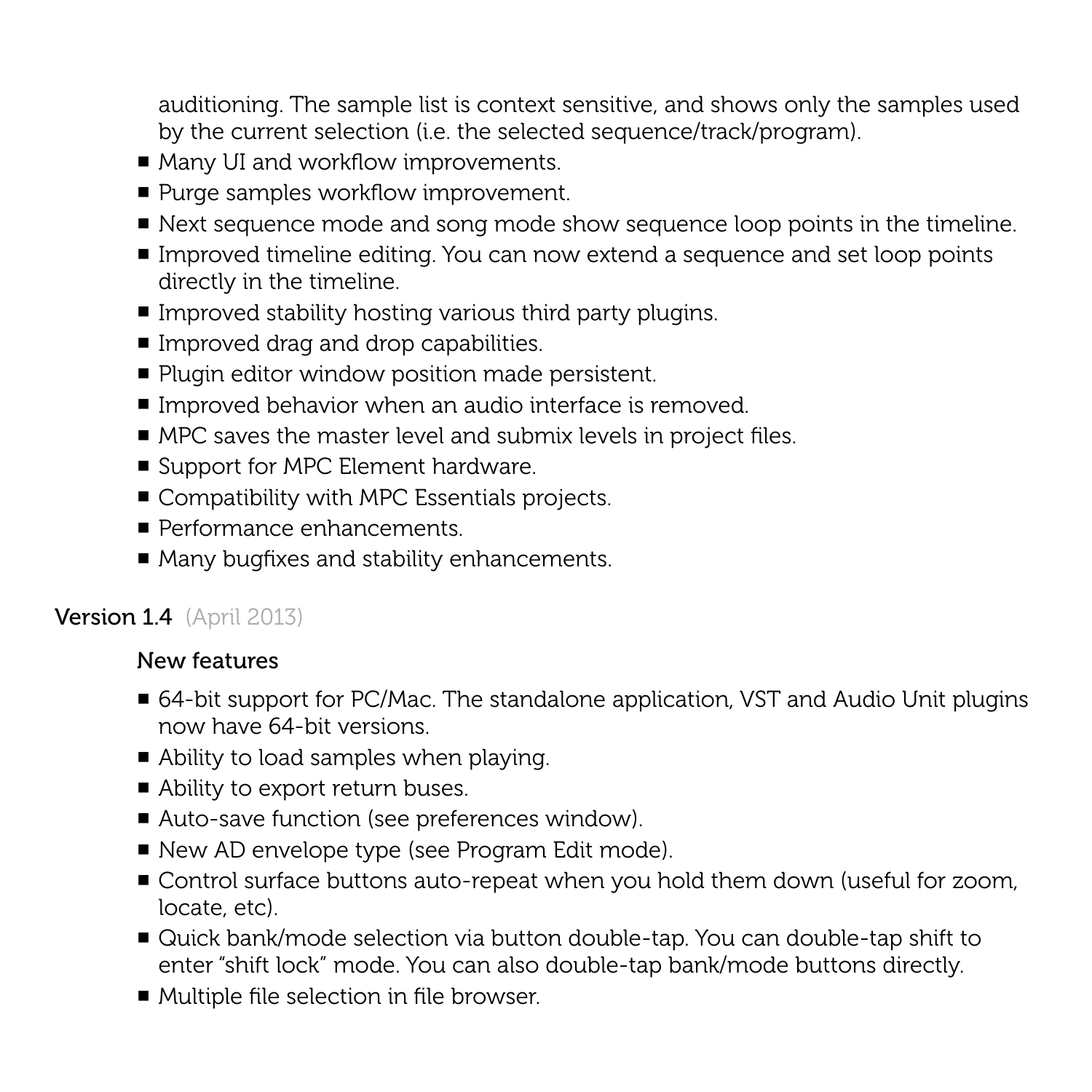auditioning. The sample list is context sensitive, and shows only the samples used by the current selection (i.e. the selected sequence/track/program).

- Many UI and workflow improvements.
- Purge samples workflow improvement.
- Next sequence mode and song mode show sequence loop points in the timeline.
- Improved timeline editing. You can now extend a sequence and set loop points directly in the timeline.
- Improved stability hosting various third party plugins.
- Improved drag and drop capabilities.
- Plugin editor window position made persistent.
- Improved behavior when an audio interface is removed.
- MPC saves the master level and submix levels in project files.
- Support for MPC Element hardware.
- Compatibility with MPC Essentials projects.
- Performance enhancements.
- Many bugfixes and stability enhancements.

## Version 1.4 (April 2013)

### New features

- 64-bit support for PC/Mac. The standalone application, VST and Audio Unit plugins now have 64-bit versions.
- Ability to load samples when playing.
- Ability to export return buses.
- Auto-save function (see preferences window).
- New AD envelope type (see Program Edit mode).
- Control surface buttons auto-repeat when you hold them down (useful for zoom, locate, etc).
- Quick bank/mode selection via button double-tap. You can double-tap shift to enter "shift lock" mode. You can also double-tap bank/mode buttons directly.
- Multiple file selection in file browser.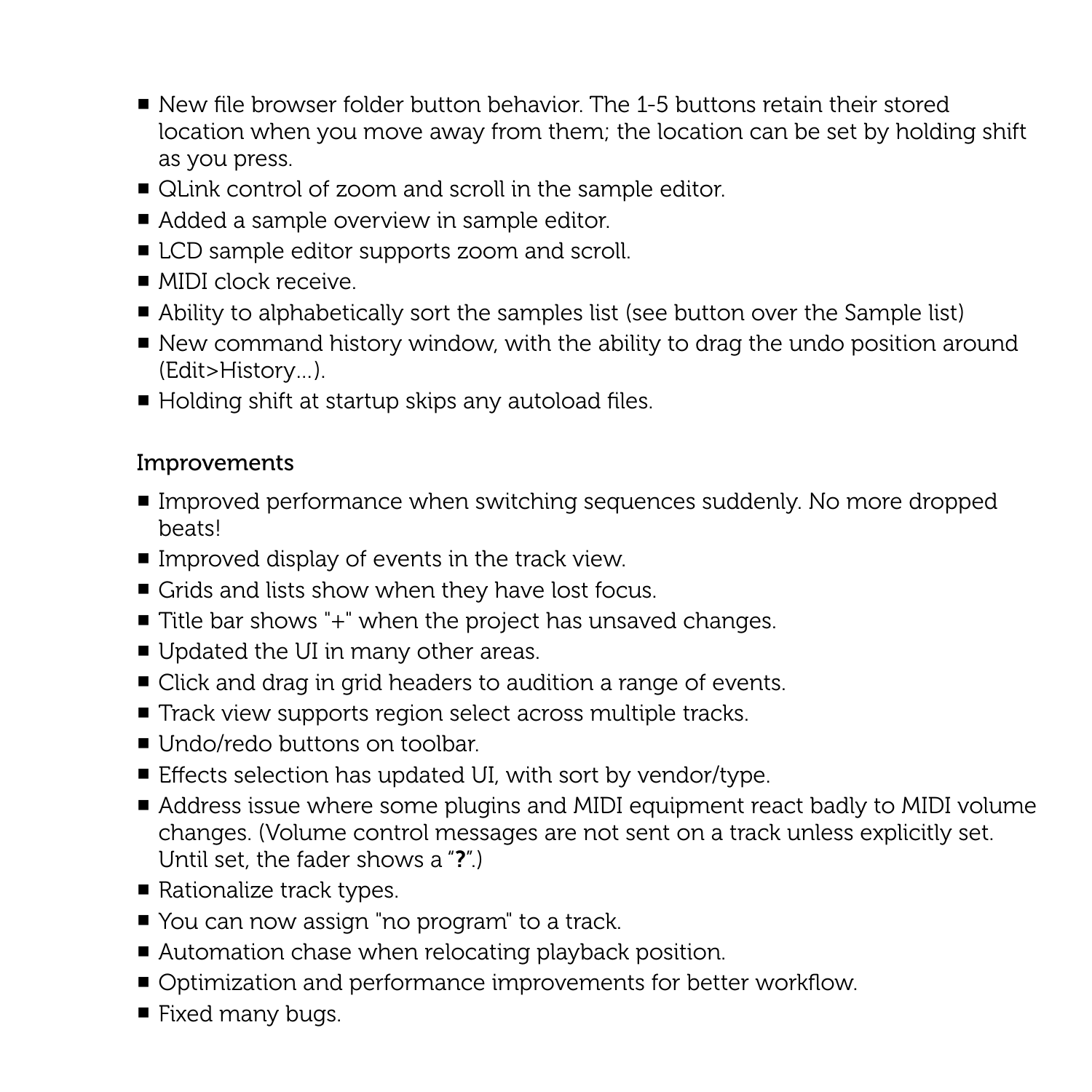- New file browser folder button behavior. The 1-5 buttons retain their stored location when you move away from them; the location can be set by holding shift as you press.
- QLink control of zoom and scroll in the sample editor.
- Added a sample overview in sample editor.
- LCD sample editor supports zoom and scroll.
- MIDI clock receive.
- Ability to alphabetically sort the samples list (see button over the Sample list)
- New command history window, with the ability to drag the undo position around (Edit>History...).
- Holding shift at startup skips any autoload files.

### Improvements

- Improved performance when switching sequences suddenly. No more dropped beats!
- Improved display of events in the track view.
- Grids and lists show when they have lost focus.
- Title bar shows "+" when the project has unsaved changes.
- Updated the UI in many other areas.
- Click and drag in grid headers to audition a range of events.
- Track view supports region select across multiple tracks.
- Undo/redo buttons on toolbar.
- Effects selection has updated UI, with sort by vendor/type.
- Address issue where some plugins and MIDI equipment react badly to MIDI volume changes. (Volume control messages are not sent on a track unless explicitly set. Until set, the fader shows a "**?**".)
- Rationalize track types.
- You can now assign "no program" to a track.
- Automation chase when relocating playback position.
- Optimization and performance improvements for better workflow.
- Fixed many bugs.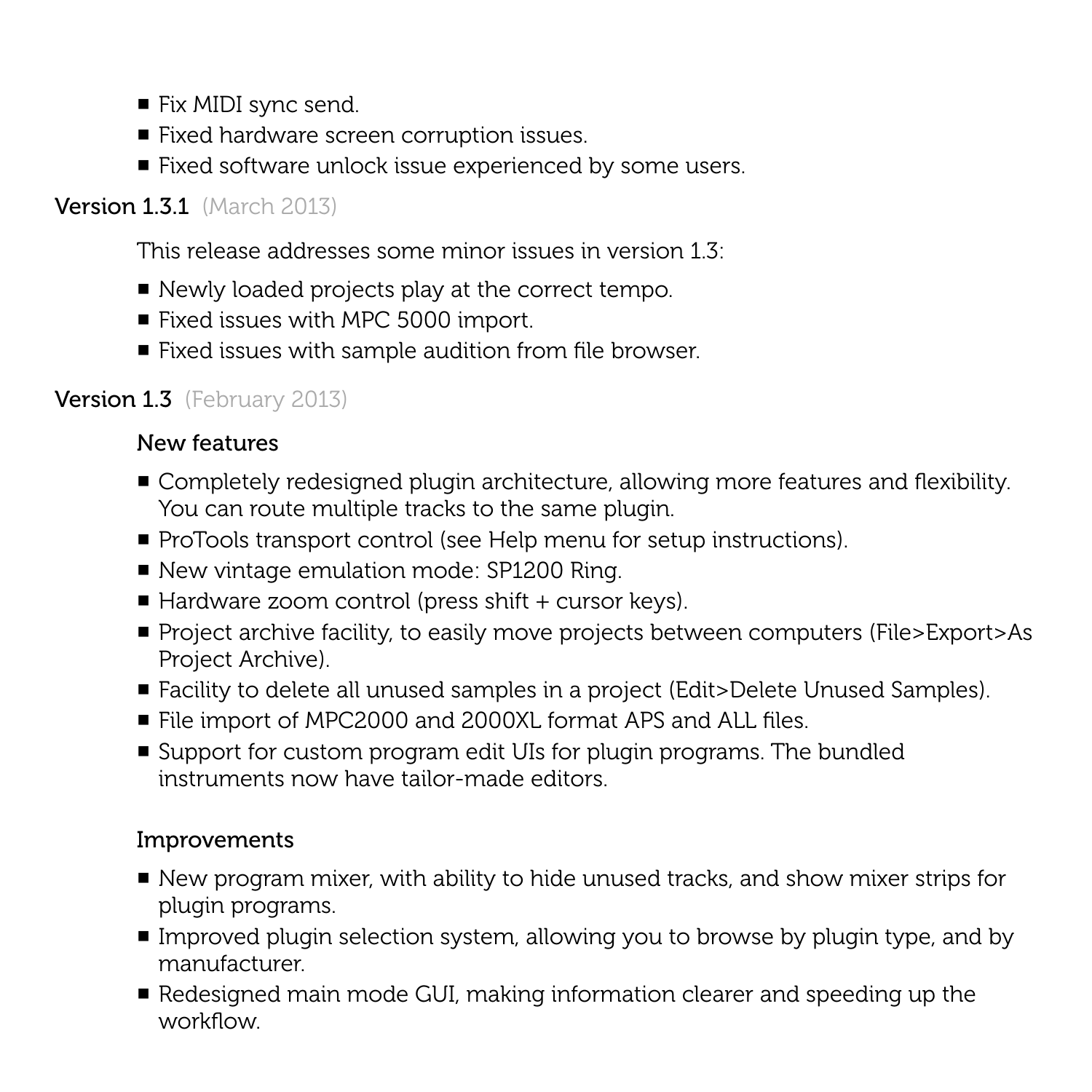- Fix MIDI sync send.
- Fixed hardware screen corruption issues.
- Fixed software unlock issue experienced by some users.

### Version 1.3.1 (March 2013)

This release addresses some minor issues in version 1.3:

- Newly loaded projects play at the correct tempo.
- Fixed issues with MPC 5000 import.
- Fixed issues with sample audition from file browser.

### Version 1.3 (February 2013)

#### New features

- Completely redesigned plugin architecture, allowing more features and flexibility. You can route multiple tracks to the same plugin.
- ProTools transport control (see Help menu for setup instructions).
- New vintage emulation mode: SP1200 Ring.
- Hardware zoom control (press shift + cursor keys).
- Project archive facility, to easily move projects between computers (File>Export>As Project Archive).
- Facility to delete all unused samples in a project (Edit>Delete Unused Samples).
- File import of MPC2000 and 2000XL format APS and ALL files.
- Support for custom program edit UIs for plugin programs. The bundled instruments now have tailor-made editors.

#### Improvements

- New program mixer, with ability to hide unused tracks, and show mixer strips for plugin programs.
- Improved plugin selection system, allowing you to browse by plugin type, and by manufacturer.
- Redesigned main mode GUI, making information clearer and speeding up the workflow.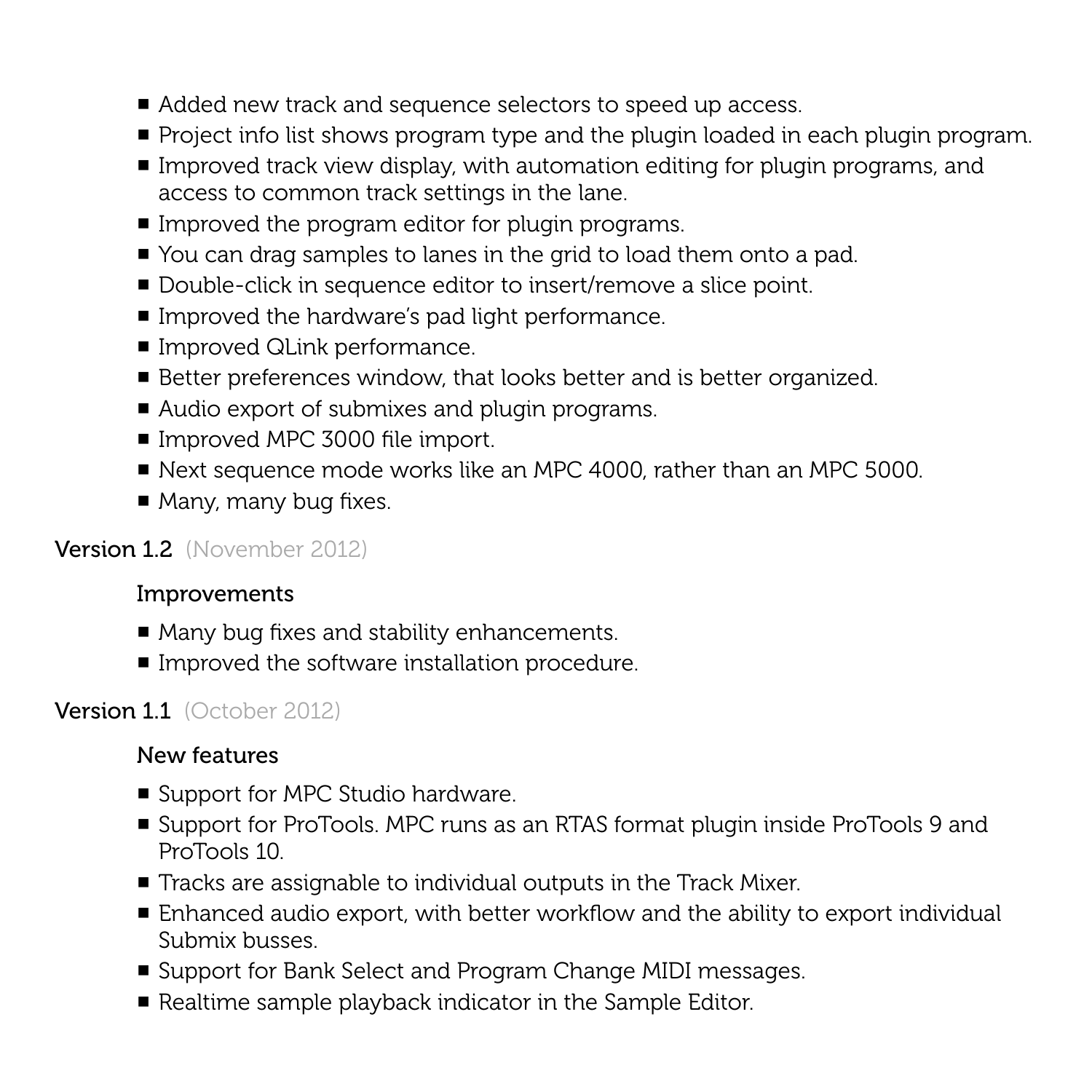- Added new track and sequence selectors to speed up access.
- Project info list shows program type and the plugin loaded in each plugin program.
- Improved track view display, with automation editing for plugin programs, and access to common track settings in the lane.
- Improved the program editor for plugin programs.
- You can drag samples to lanes in the grid to load them onto a pad.
- Double-click in sequence editor to insert/remove a slice point.
- Improved the hardware's pad light performance.
- Improved QLink performance.
- Better preferences window, that looks better and is better organized.
- Audio export of submixes and plugin programs.
- Improved MPC 3000 file import.
- Next sequence mode works like an MPC 4000, rather than an MPC 5000.
- Many, many bug fixes.

## Version 1.2 (November 2012)

### Improvements

- Many bug fixes and stability enhancements.
- Improved the software installation procedure.

## Version 1.1 (October 2012)

### New features

- Support for MPC Studio hardware.
- Support for ProTools. MPC runs as an RTAS format plugin inside ProTools 9 and ProTools 10.
- Tracks are assignable to individual outputs in the Track Mixer.
- Enhanced audio export, with better workflow and the ability to export individual Submix busses.
- Support for Bank Select and Program Change MIDI messages.
- Realtime sample playback indicator in the Sample Editor.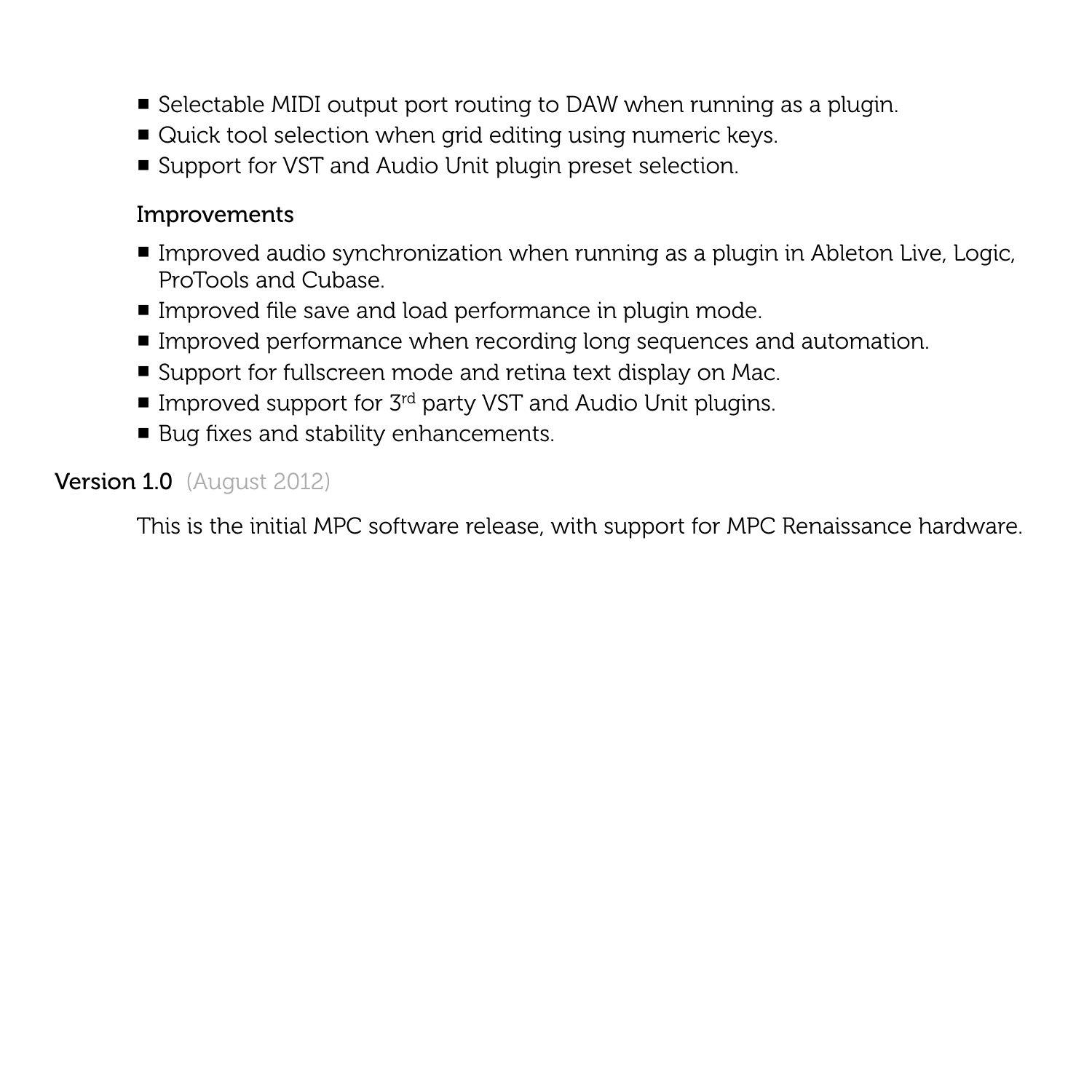- Selectable MIDI output port routing to DAW when running as a plugin.
- Quick tool selection when grid editing using numeric keys.
- Support for VST and Audio Unit plugin preset selection.

### Improvements

- Improved audio synchronization when running as a plugin in Ableton Live, Logic, ProTools and Cubase.
- Improved file save and load performance in plugin mode.
- Improved performance when recording long sequences and automation.
- Support for fullscreen mode and retina text display on Mac.
- Improved support for 3rd party VST and Audio Unit plugins.
- Bug fixes and stability enhancements.

## **Version 1.0** (August 2012)

This is the initial MPC software release, with support for MPC Renaissance hardware.